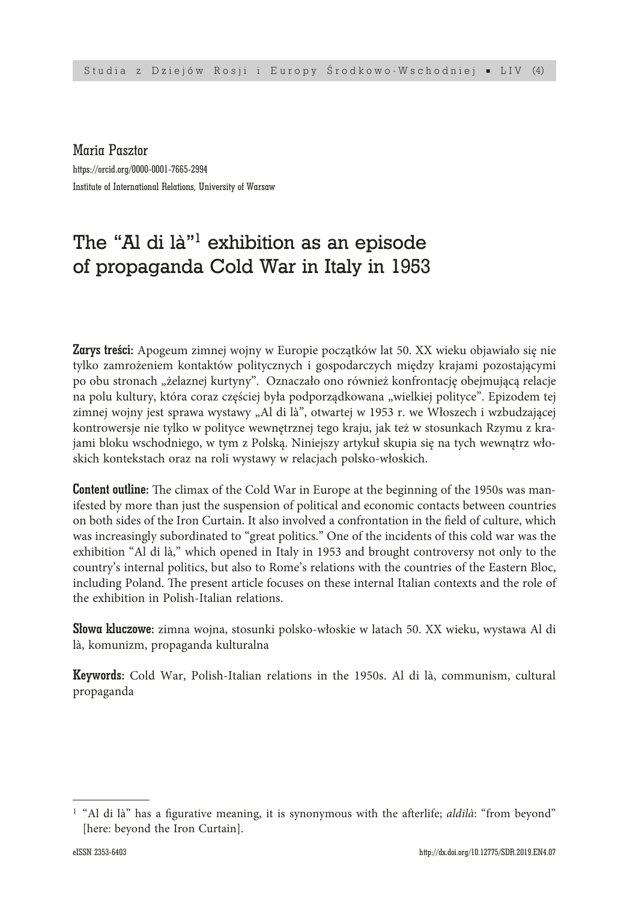Maria Pasztor

https://orcid.org/0000-0001-7665-2994

Institute of International Relations, University of Warsaw

# The "Al di là"[1] exhibition as an episode of propaganda Cold War in Italy in 1953

**Zarys treści:** Apogeum zimnej wojny w Europie początków lat 50. XX wieku objawiało się nie tylko zamrożeniem kontaktów politycznych i gospodarczych między krajami pozostającymi po obu stronach „żelaznej kurtyny". Oznaczało ono również konfrontację obejmującą relacje na polu kultury, która coraz częściej była podporządkowana „wielkiej polityce". Epizodem tej zimnej wojny jest sprawa wystawy „Al di là", otwartej w 1953 r. we Włoszech i wzbudzającej kontrowersje nie tylko w polityce wewnętrznej tego kraju, jak też w stosunkach Rzymu z krajami bloku wschodniego, w tym z Polską. Niniejszy artykuł skupia się na tych wewnątrz włoskich kontekstach oraz na roli wystawy w relacjach polsko-włoskich.

**Content outline:** The climax of the Cold War in Europe at the beginning of the 1950s was manifested by more than just the suspension of political and economic contacts between countries on both sides of the Iron Curtain. It also involved a confrontation in the field of culture, which was increasingly subordinated to "great politics." One of the incidents of this cold war was the exhibition "Al di là," which opened in Italy in 1953 and brought controversy not only to the country's internal politics, but also to Rome's relations with the countries of the Eastern Bloc, including Poland. The present article focuses on these internal Italian contexts and the role of the exhibition in Polish-Italian relations.

**Słowa kluczowe:** zimna wojna, stosunki polsko-włoskie w latach 50. XX wieku, wystawa Al di là, komunizm, propaganda kulturalna

**Keywords:** Cold War, Polish-Italian relations in the 1950s. Al di là, communism, cultural propaganda

[1] "Al di là" has a figurative meaning, it is synonymous with the afterlife; *aldilà*: "from beyond" [here: beyond the Iron Curtain].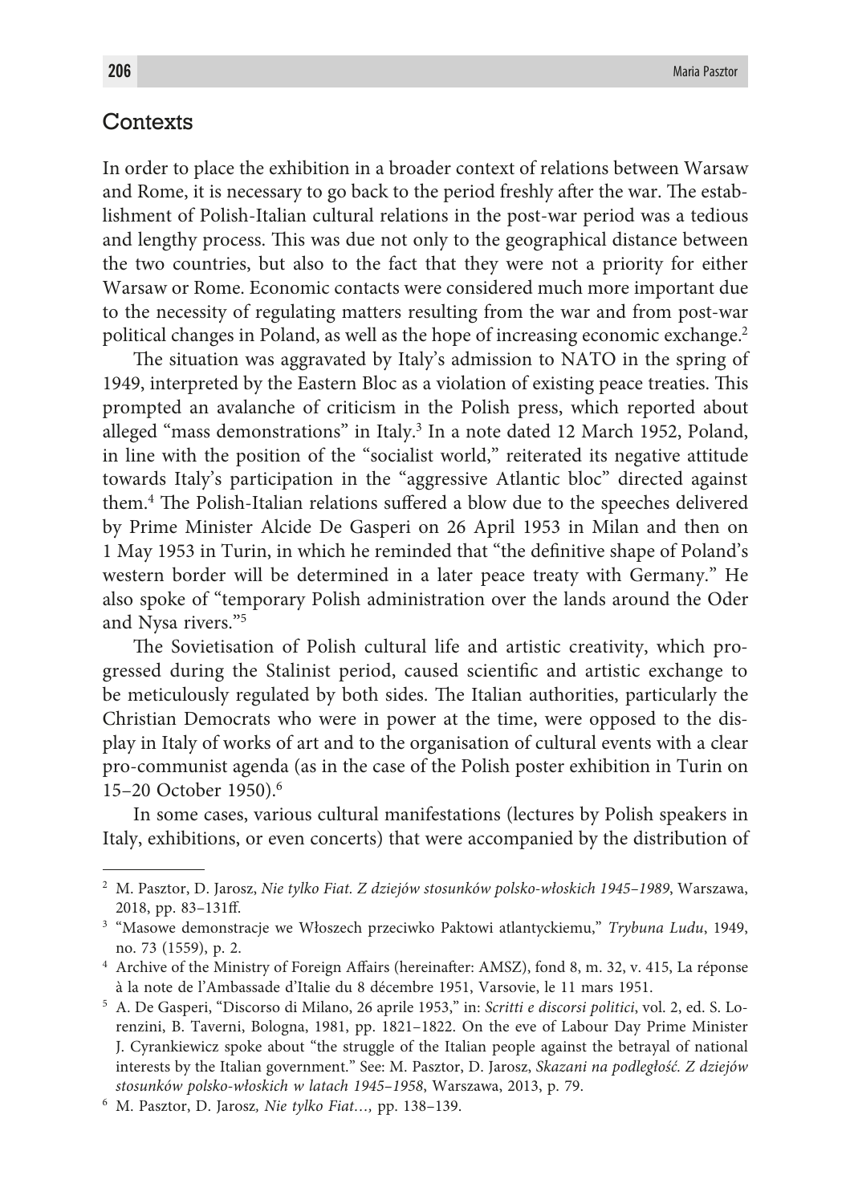## Contexts

In order to place the exhibition in a broader context of relations between Warsaw and Rome, it is necessary to go back to the period freshly after the war. The establishment of Polish-Italian cultural relations in the post-war period was a tedious and lengthy process. This was due not only to the geographical distance between the two countries, but also to the fact that they were not a priority for either Warsaw or Rome. Economic contacts were considered much more important due to the necessity of regulating matters resulting from the war and from post-war political changes in Poland, as well as the hope of increasing economic exchange.[2]

The situation was aggravated by Italy's admission to NATO in the spring of 1949, interpreted by the Eastern Bloc as a violation of existing peace treaties. This prompted an avalanche of criticism in the Polish press, which reported about alleged "mass demonstrations" in Italy.[3] In a note dated 12 March 1952, Poland, in line with the position of the "socialist world," reiterated its negative attitude towards Italy's participation in the "aggressive Atlantic bloc" directed against them.[4] The Polish-Italian relations suffered a blow due to the speeches delivered by Prime Minister Alcide De Gasperi on 26 April 1953 in Milan and then on 1 May 1953 in Turin, in which he reminded that "the definitive shape of Poland's western border will be determined in a later peace treaty with Germany." He also spoke of "temporary Polish administration over the lands around the Oder and Nysa rivers."[5]

The Sovietisation of Polish cultural life and artistic creativity, which progressed during the Stalinist period, caused scientific and artistic exchange to be meticulously regulated by both sides. The Italian authorities, particularly the Christian Democrats who were in power at the time, were opposed to the display in Italy of works of art and to the organisation of cultural events with a clear pro-communist agenda (as in the case of the Polish poster exhibition in Turin on 15–20 October 1950).[6]

In some cases, various cultural manifestations (lectures by Polish speakers in Italy, exhibitions, or even concerts) that were accompanied by the distribution of

---

[2] M. Pasztor, D. Jarosz, *Nie tylko Fiat. Z dziejów stosunków polsko-włoskich 1945–1989*, Warszawa, 2018, pp. 83–131ff.

[3] "Masowe demonstracje we Włoszech przeciwko Paktowi atlantyckiemu," *Trybuna Ludu*, 1949, no. 73 (1559), p. 2.

[4] Archive of the Ministry of Foreign Affairs (hereinafter: AMSZ), fond 8, m. 32, v. 415, La réponse à la note de l'Ambassade d'Italie du 8 décembre 1951, Varsovie, le 11 mars 1951.

[5] A. De Gasperi, "Discorso di Milano, 26 aprile 1953," in: *Scritti e discorsi politici*, vol. 2, ed. S. Lorenzini, B. Taverni, Bologna, 1981, pp. 1821–1822. On the eve of Labour Day Prime Minister J. Cyrankiewicz spoke about "the struggle of the Italian people against the betrayal of national interests by the Italian government." See: M. Pasztor, D. Jarosz, *Skazani na podległość. Z dziejów stosunków polsko-włoskich w latach 1945–1958*, Warszawa, 2013, p. 79.

[6] M. Pasztor, D. Jarosz, *Nie tylko Fiat…,* pp. 138–139.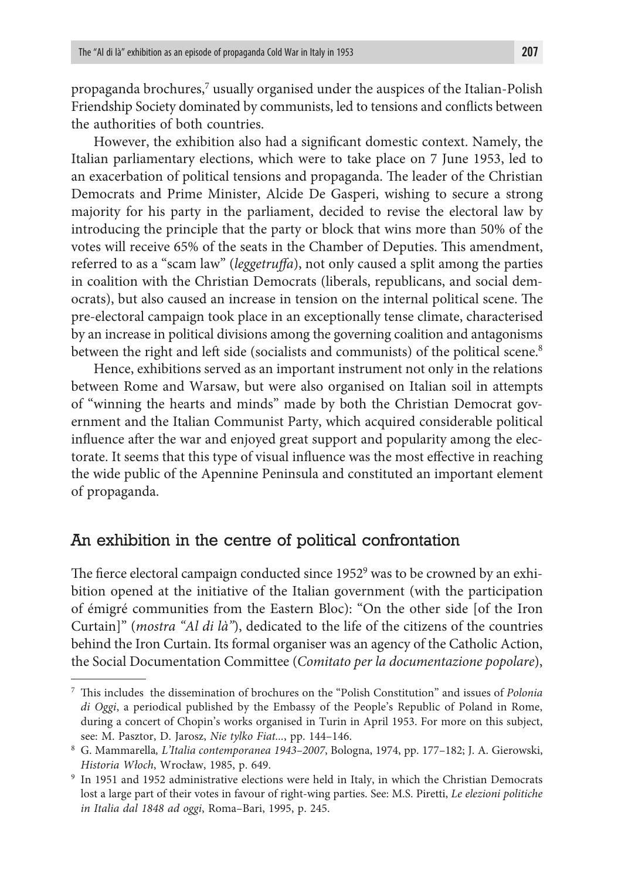propaganda brochures,[7] usually organised under the auspices of the Italian-Polish Friendship Society dominated by communists, led to tensions and conflicts between the authorities of both countries.

However, the exhibition also had a significant domestic context. Namely, the Italian parliamentary elections, which were to take place on 7 June 1953, led to an exacerbation of political tensions and propaganda. The leader of the Christian Democrats and Prime Minister, Alcide De Gasperi, wishing to secure a strong majority for his party in the parliament, decided to revise the electoral law by introducing the principle that the party or block that wins more than 50% of the votes will receive 65% of the seats in the Chamber of Deputies. This amendment, referred to as a "scam law" (*leggetruffa*), not only caused a split among the parties in coalition with the Christian Democrats (liberals, republicans, and social democrats), but also caused an increase in tension on the internal political scene. The pre-electoral campaign took place in an exceptionally tense climate, characterised by an increase in political divisions among the governing coalition and antagonisms between the right and left side (socialists and communists) of the political scene.[8]

Hence, exhibitions served as an important instrument not only in the relations between Rome and Warsaw, but were also organised on Italian soil in attempts of "winning the hearts and minds" made by both the Christian Democrat government and the Italian Communist Party, which acquired considerable political influence after the war and enjoyed great support and popularity among the electorate. It seems that this type of visual influence was the most effective in reaching the wide public of the Apennine Peninsula and constituted an important element of propaganda.

## An exhibition in the centre of political confrontation

The fierce electoral campaign conducted since 1952[9] was to be crowned by an exhibition opened at the initiative of the Italian government (with the participation of émigré communities from the Eastern Bloc): "On the other side [of the Iron Curtain]" (*mostra "Al di là"*), dedicated to the life of the citizens of the countries behind the Iron Curtain. Its formal organiser was an agency of the Catholic Action, the Social Documentation Committee (*Comitato per la documentazione popolare*),

---

[7] This includes the dissemination of brochures on the "Polish Constitution" and issues of *Polonia di Oggi*, a periodical published by the Embassy of the People's Republic of Poland in Rome, during a concert of Chopin's works organised in Turin in April 1953. For more on this subject, see: M. Pasztor, D. Jarosz, *Nie tylko Fiat...*, pp. 144–146.

[8] G. Mammarella, *L'Italia contemporanea 1943–2007*, Bologna, 1974, pp. 177–182; J. A. Gierowski, *Historia Włoch*, Wrocław, 1985, p. 649.

[9] In 1951 and 1952 administrative elections were held in Italy, in which the Christian Democrats lost a large part of their votes in favour of right-wing parties. See: M.S. Piretti, *Le elezioni politiche in Italia dal 1848 ad oggi*, Roma–Bari, 1995, p. 245.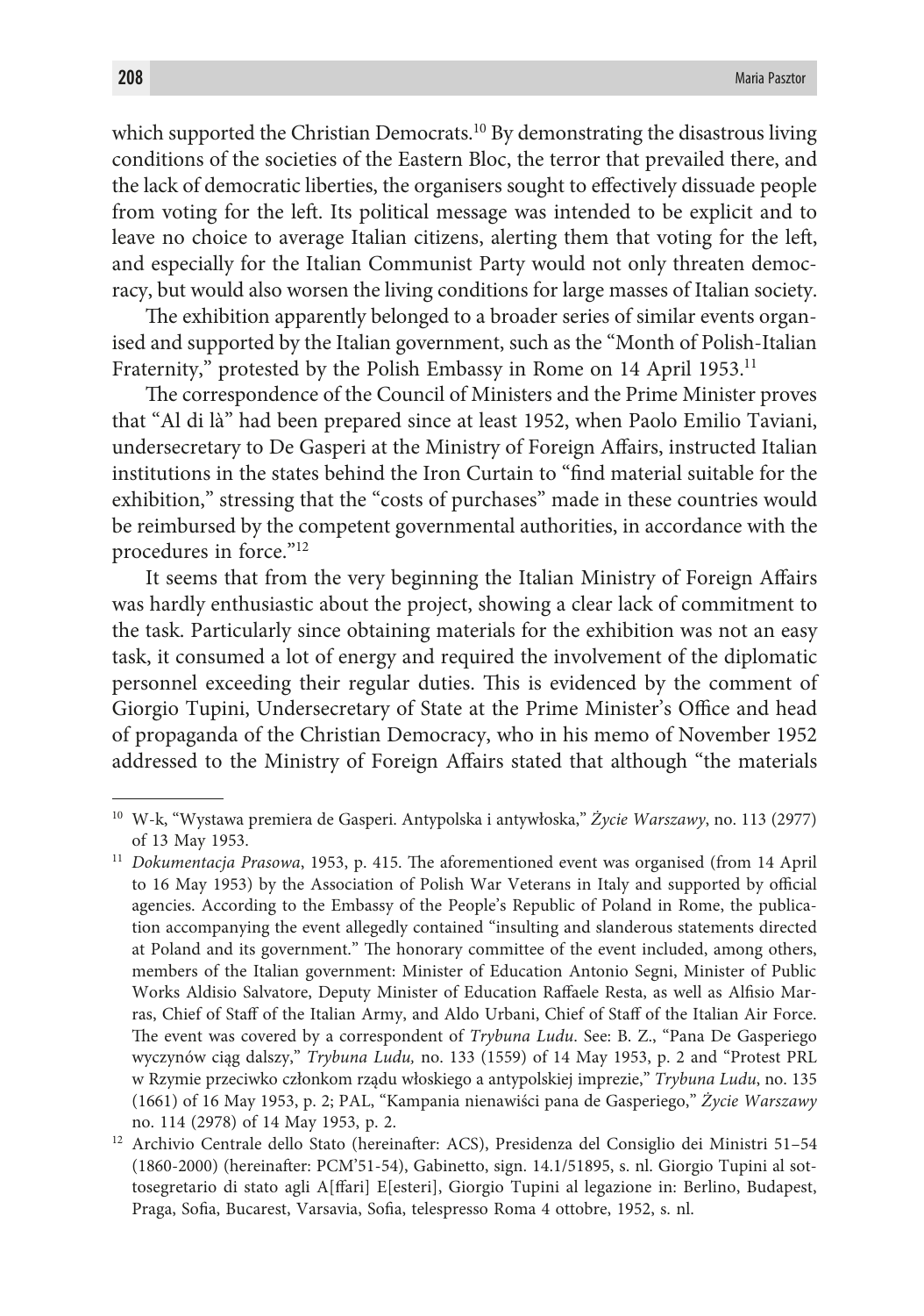which supported the Christian Democrats.[10] By demonstrating the disastrous living conditions of the societies of the Eastern Bloc, the terror that prevailed there, and the lack of democratic liberties, the organisers sought to effectively dissuade people from voting for the left. Its political message was intended to be explicit and to leave no choice to average Italian citizens, alerting them that voting for the left, and especially for the Italian Communist Party would not only threaten democracy, but would also worsen the living conditions for large masses of Italian society.

The exhibition apparently belonged to a broader series of similar events organised and supported by the Italian government, such as the "Month of Polish-Italian Fraternity," protested by the Polish Embassy in Rome on 14 April 1953.[11]

The correspondence of the Council of Ministers and the Prime Minister proves that "Al di là" had been prepared since at least 1952, when Paolo Emilio Taviani, undersecretary to De Gasperi at the Ministry of Foreign Affairs, instructed Italian institutions in the states behind the Iron Curtain to "find material suitable for the exhibition," stressing that the "costs of purchases" made in these countries would be reimbursed by the competent governmental authorities, in accordance with the procedures in force."[12]

It seems that from the very beginning the Italian Ministry of Foreign Affairs was hardly enthusiastic about the project, showing a clear lack of commitment to the task. Particularly since obtaining materials for the exhibition was not an easy task, it consumed a lot of energy and required the involvement of the diplomatic personnel exceeding their regular duties. This is evidenced by the comment of Giorgio Tupini, Undersecretary of State at the Prime Minister's Office and head of propaganda of the Christian Democracy, who in his memo of November 1952 addressed to the Ministry of Foreign Affairs stated that although "the materials

---

[10] W-k, "Wystawa premiera de Gasperi. Antypolska i antywłoska," *Życie Warszawy*, no. 113 (2977) of 13 May 1953.

[11] *Dokumentacja Prasowa*, 1953, p. 415. The aforementioned event was organised (from 14 April to 16 May 1953) by the Association of Polish War Veterans in Italy and supported by official agencies. According to the Embassy of the People's Republic of Poland in Rome, the publication accompanying the event allegedly contained "insulting and slanderous statements directed at Poland and its government." The honorary committee of the event included, among others, members of the Italian government: Minister of Education Antonio Segni, Minister of Public Works Aldisio Salvatore, Deputy Minister of Education Raffaele Resta, as well as Alfisio Marras, Chief of Staff of the Italian Army, and Aldo Urbani, Chief of Staff of the Italian Air Force. The event was covered by a correspondent of *Trybuna Ludu*. See: B. Z., "Pana De Gasperiego wyczynów ciąg dalszy," *Trybuna Ludu,* no. 133 (1559) of 14 May 1953, p. 2 and "Protest PRL w Rzymie przeciwko członkom rządu włoskiego a antypolskiej imprezie," *Trybuna Ludu*, no. 135 (1661) of 16 May 1953, p. 2; PAL, "Kampania nienawiści pana de Gasperiego," *Życie Warszawy* no. 114 (2978) of 14 May 1953, p. 2.

[12] Archivio Centrale dello Stato (hereinafter: ACS), Presidenza del Consiglio dei Ministri 51–54 (1860-2000) (hereinafter: PCM'51-54), Gabinetto, sign. 14.1/51895, s. nl. Giorgio Tupini al sottosegretario di stato agli A[ffari] E[esteri], Giorgio Tupini al legazione in: Berlino, Budapest, Praga, Sofia, Bucarest, Varsavia, Sofia, telespresso Roma 4 ottobre, 1952, s. nl.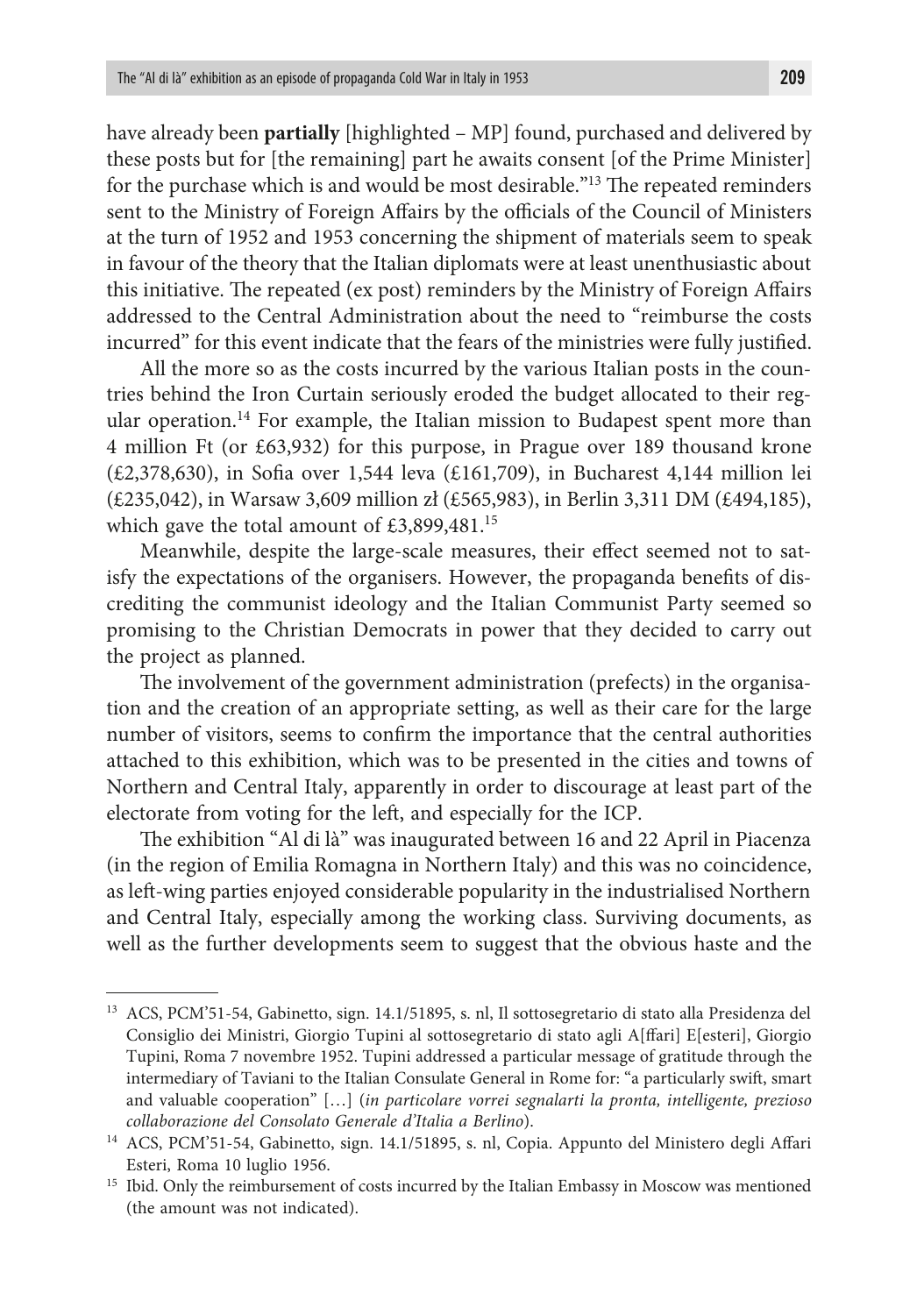have already been **partially** [highlighted – MP] found, purchased and delivered by these posts but for [the remaining] part he awaits consent [of the Prime Minister] for the purchase which is and would be most desirable."[13] The repeated reminders sent to the Ministry of Foreign Affairs by the officials of the Council of Ministers at the turn of 1952 and 1953 concerning the shipment of materials seem to speak in favour of the theory that the Italian diplomats were at least unenthusiastic about this initiative. The repeated (ex post) reminders by the Ministry of Foreign Affairs addressed to the Central Administration about the need to "reimburse the costs incurred" for this event indicate that the fears of the ministries were fully justified.

All the more so as the costs incurred by the various Italian posts in the countries behind the Iron Curtain seriously eroded the budget allocated to their regular operation.[14] For example, the Italian mission to Budapest spent more than 4 million Ft (or £63,932) for this purpose, in Prague over 189 thousand krone (£2,378,630), in Sofia over 1,544 leva (£161,709), in Bucharest 4,144 million lei (£235,042), in Warsaw 3,609 million zł (£565,983), in Berlin 3,311 DM (£494,185), which gave the total amount of £3,899,481.[15]

Meanwhile, despite the large-scale measures, their effect seemed not to satisfy the expectations of the organisers. However, the propaganda benefits of discrediting the communist ideology and the Italian Communist Party seemed so promising to the Christian Democrats in power that they decided to carry out the project as planned.

The involvement of the government administration (prefects) in the organisation and the creation of an appropriate setting, as well as their care for the large number of visitors, seems to confirm the importance that the central authorities attached to this exhibition, which was to be presented in the cities and towns of Northern and Central Italy, apparently in order to discourage at least part of the electorate from voting for the left, and especially for the ICP.

The exhibition "Al di là" was inaugurated between 16 and 22 April in Piacenza (in the region of Emilia Romagna in Northern Italy) and this was no coincidence, as left-wing parties enjoyed considerable popularity in the industrialised Northern and Central Italy, especially among the working class. Surviving documents, as well as the further developments seem to suggest that the obvious haste and the

---

[13] ACS, PCM'51-54, Gabinetto, sign. 14.1/51895, s. nl, Il sottosegretario di stato alla Presidenza del Consiglio dei Ministri, Giorgio Tupini al sottosegretario di stato agli A[ffari] E[esteri], Giorgio Tupini, Roma 7 novembre 1952. Tupini addressed a particular message of gratitude through the intermediary of Taviani to the Italian Consulate General in Rome for: "a particularly swift, smart and valuable cooperation" […] (*in particolare vorrei segnalarti la pronta, intelligente, prezioso collaborazione del Consolato Generale d'Italia a Berlino*).

[14] ACS, PCM'51-54, Gabinetto, sign. 14.1/51895, s. nl, Copia. Appunto del Ministero degli Affari Esteri, Roma 10 luglio 1956.

[15] Ibid. Only the reimbursement of costs incurred by the Italian Embassy in Moscow was mentioned (the amount was not indicated).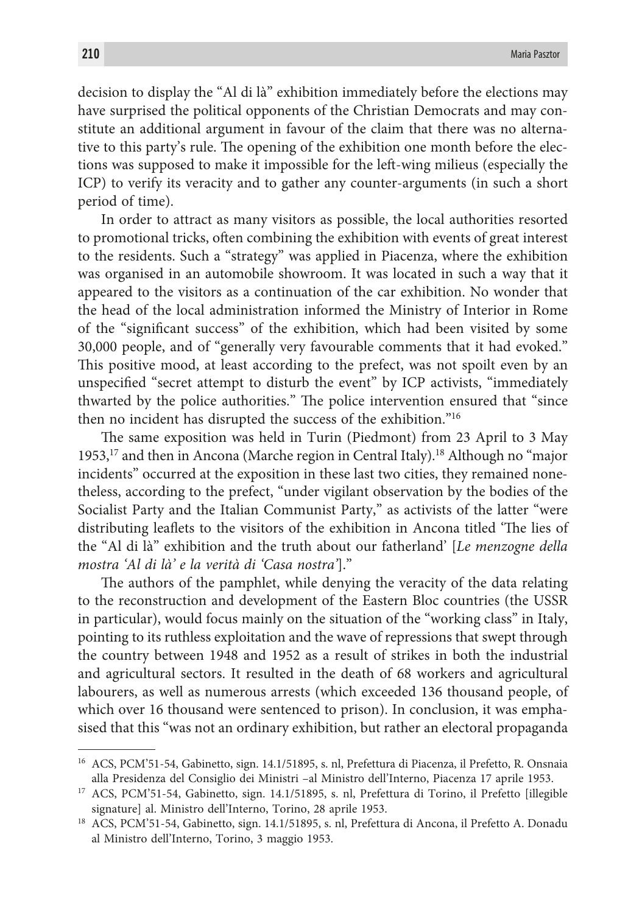decision to display the "Al di là" exhibition immediately before the elections may have surprised the political opponents of the Christian Democrats and may constitute an additional argument in favour of the claim that there was no alternative to this party's rule. The opening of the exhibition one month before the elections was supposed to make it impossible for the left-wing milieus (especially the ICP) to verify its veracity and to gather any counter-arguments (in such a short period of time).

In order to attract as many visitors as possible, the local authorities resorted to promotional tricks, often combining the exhibition with events of great interest to the residents. Such a "strategy" was applied in Piacenza, where the exhibition was organised in an automobile showroom. It was located in such a way that it appeared to the visitors as a continuation of the car exhibition. No wonder that the head of the local administration informed the Ministry of Interior in Rome of the "significant success" of the exhibition, which had been visited by some 30,000 people, and of "generally very favourable comments that it had evoked." This positive mood, at least according to the prefect, was not spoilt even by an unspecified "secret attempt to disturb the event" by ICP activists, "immediately thwarted by the police authorities." The police intervention ensured that "since then no incident has disrupted the success of the exhibition."[16]

The same exposition was held in Turin (Piedmont) from 23 April to 3 May 1953,[17] and then in Ancona (Marche region in Central Italy).[18] Although no "major incidents" occurred at the exposition in these last two cities, they remained nonetheless, according to the prefect, "under vigilant observation by the bodies of the Socialist Party and the Italian Communist Party," as activists of the latter "were distributing leaflets to the visitors of the exhibition in Ancona titled 'The lies of the "Al di là" exhibition and the truth about our fatherland' [*Le menzogne della mostra 'Al di là' e la verità di 'Casa nostra'*]."

The authors of the pamphlet, while denying the veracity of the data relating to the reconstruction and development of the Eastern Bloc countries (the USSR in particular), would focus mainly on the situation of the "working class" in Italy, pointing to its ruthless exploitation and the wave of repressions that swept through the country between 1948 and 1952 as a result of strikes in both the industrial and agricultural sectors. It resulted in the death of 68 workers and agricultural labourers, as well as numerous arrests (which exceeded 136 thousand people, of which over 16 thousand were sentenced to prison). In conclusion, it was emphasised that this "was not an ordinary exhibition, but rather an electoral propaganda

---

[16] ACS, PCM'51-54, Gabinetto, sign. 14.1/51895, s. nl, Prefettura di Piacenza, il Prefetto, R. Onsnaia alla Presidenza del Consiglio dei Ministri –al Ministro dell'Interno, Piacenza 17 aprile 1953.

[17] ACS, PCM'51-54, Gabinetto, sign. 14.1/51895, s. nl, Prefettura di Torino, il Prefetto [illegible signature] al. Ministro dell'Interno, Torino, 28 aprile 1953.

[18] ACS, PCM'51-54, Gabinetto, sign. 14.1/51895, s. nl, Prefettura di Ancona, il Prefetto A. Donadu al Ministro dell'Interno, Torino, 3 maggio 1953.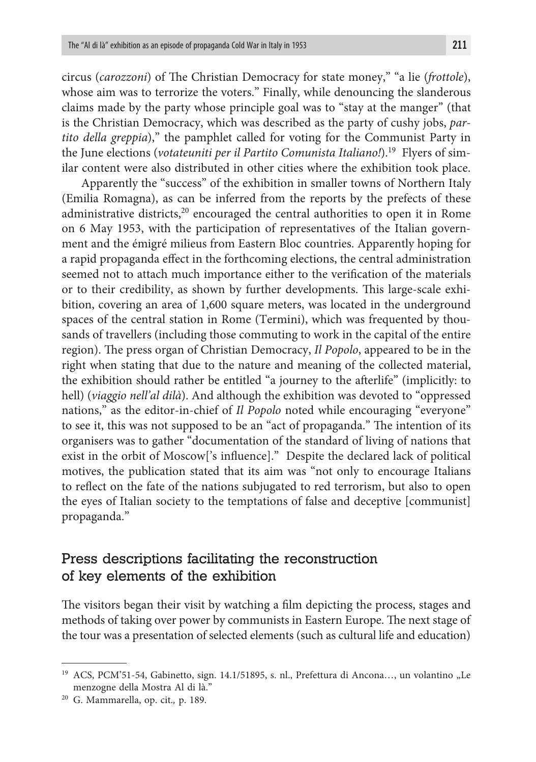circus (*carozzoni*) of The Christian Democracy for state money," "a lie (*frottole*), whose aim was to terrorize the voters." Finally, while denouncing the slanderous claims made by the party whose principle goal was to "stay at the manger" (that is the Christian Democracy, which was described as the party of cushy jobs, *partito della greppia*)," the pamphlet called for voting for the Communist Party in the June elections (*votateuniti per il Partito Comunista Italiano!*).[19] Flyers of similar content were also distributed in other cities where the exhibition took place.

Apparently the "success" of the exhibition in smaller towns of Northern Italy (Emilia Romagna), as can be inferred from the reports by the prefects of these administrative districts,[20] encouraged the central authorities to open it in Rome on 6 May 1953, with the participation of representatives of the Italian government and the émigré milieus from Eastern Bloc countries. Apparently hoping for a rapid propaganda effect in the forthcoming elections, the central administration seemed not to attach much importance either to the verification of the materials or to their credibility, as shown by further developments. This large-scale exhibition, covering an area of 1,600 square meters, was located in the underground spaces of the central station in Rome (Termini), which was frequented by thousands of travellers (including those commuting to work in the capital of the entire region). The press organ of Christian Democracy, *Il Popolo*, appeared to be in the right when stating that due to the nature and meaning of the collected material, the exhibition should rather be entitled "a journey to the afterlife" (implicitly: to hell) (*viaggio nell'al dilà*). And although the exhibition was devoted to "oppressed nations," as the editor-in-chief of *Il Popolo* noted while encouraging "everyone" to see it, this was not supposed to be an "act of propaganda." The intention of its organisers was to gather "documentation of the standard of living of nations that exist in the orbit of Moscow['s influence]." Despite the declared lack of political motives, the publication stated that its aim was "not only to encourage Italians to reflect on the fate of the nations subjugated to red terrorism, but also to open the eyes of Italian society to the temptations of false and deceptive [communist] propaganda."

## Press descriptions facilitating the reconstruction of key elements of the exhibition

The visitors began their visit by watching a film depicting the process, stages and methods of taking over power by communists in Eastern Europe. The next stage of the tour was a presentation of selected elements (such as cultural life and education)

---

[19] ACS, PCM'51-54, Gabinetto, sign. 14.1/51895, s. nl., Prefettura di Ancona…, un volantino „Le menzogne della Mostra Al di là."

[20] G. Mammarella, op. cit., p. 189.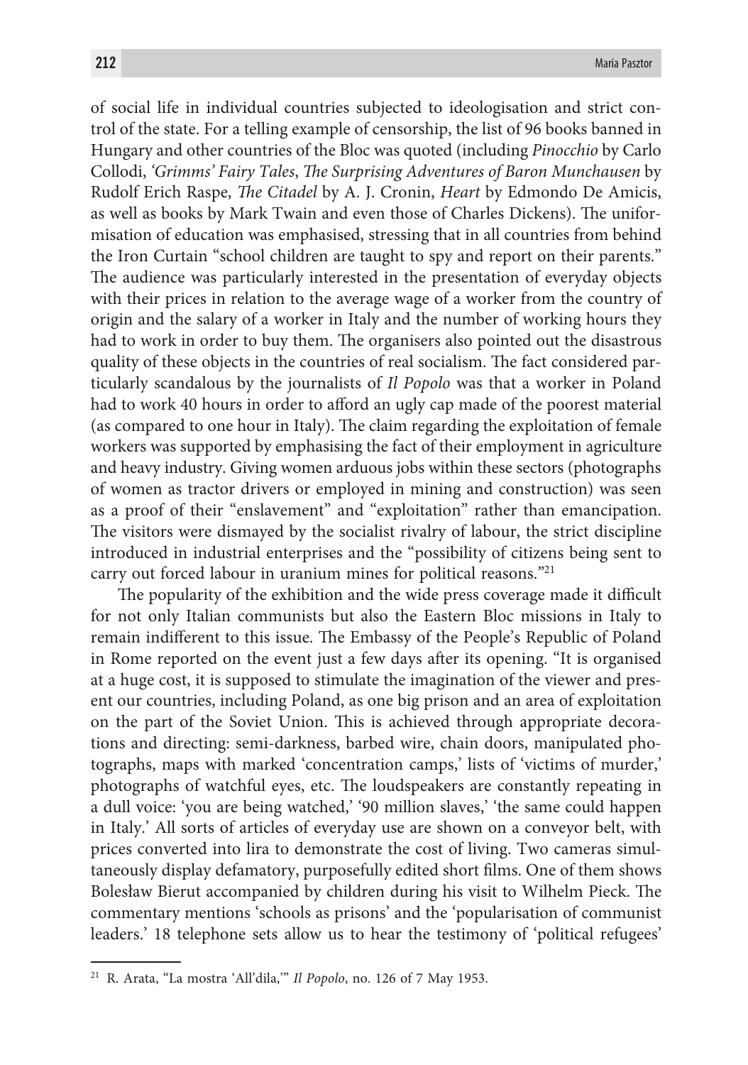of social life in individual countries subjected to ideologisation and strict control of the state. For a telling example of censorship, the list of 96 books banned in Hungary and other countries of the Bloc was quoted (including *Pinocchio* by Carlo Collodi, *'Grimms' Fairy Tales*, *The Surprising Adventures of Baron Munchausen* by Rudolf Erich Raspe, *The Citadel* by A. J. Cronin, *Heart* by Edmondo De Amicis, as well as books by Mark Twain and even those of Charles Dickens). The uniformisation of education was emphasised, stressing that in all countries from behind the Iron Curtain "school children are taught to spy and report on their parents." The audience was particularly interested in the presentation of everyday objects with their prices in relation to the average wage of a worker from the country of origin and the salary of a worker in Italy and the number of working hours they had to work in order to buy them. The organisers also pointed out the disastrous quality of these objects in the countries of real socialism. The fact considered particularly scandalous by the journalists of *Il Popolo* was that a worker in Poland had to work 40 hours in order to afford an ugly cap made of the poorest material (as compared to one hour in Italy). The claim regarding the exploitation of female workers was supported by emphasising the fact of their employment in agriculture and heavy industry. Giving women arduous jobs within these sectors (photographs of women as tractor drivers or employed in mining and construction) was seen as a proof of their "enslavement" and "exploitation" rather than emancipation. The visitors were dismayed by the socialist rivalry of labour, the strict discipline introduced in industrial enterprises and the "possibility of citizens being sent to carry out forced labour in uranium mines for political reasons."[21]

The popularity of the exhibition and the wide press coverage made it difficult for not only Italian communists but also the Eastern Bloc missions in Italy to remain indifferent to this issue. The Embassy of the People's Republic of Poland in Rome reported on the event just a few days after its opening. "It is organised at a huge cost, it is supposed to stimulate the imagination of the viewer and present our countries, including Poland, as one big prison and an area of exploitation on the part of the Soviet Union. This is achieved through appropriate decorations and directing: semi-darkness, barbed wire, chain doors, manipulated photographs, maps with marked 'concentration camps,' lists of 'victims of murder,' photographs of watchful eyes, etc. The loudspeakers are constantly repeating in a dull voice: 'you are being watched,' '90 million slaves,' 'the same could happen in Italy.' All sorts of articles of everyday use are shown on a conveyor belt, with prices converted into lira to demonstrate the cost of living. Two cameras simultaneously display defamatory, purposefully edited short films. One of them shows Bolesław Bierut accompanied by children during his visit to Wilhelm Pieck. The commentary mentions 'schools as prisons' and the 'popularisation of communist leaders.' 18 telephone sets allow us to hear the testimony of 'political refugees'

---

[21] R. Arata, "La mostra 'All'dila,'" *Il Popolo*, no. 126 of 7 May 1953.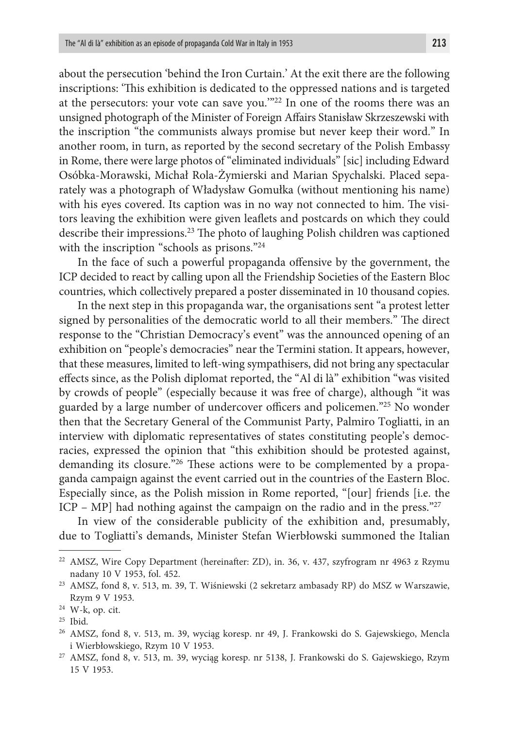about the persecution 'behind the Iron Curtain.' At the exit there are the following inscriptions: 'This exhibition is dedicated to the oppressed nations and is targeted at the persecutors: your vote can save you.'"[22] In one of the rooms there was an unsigned photograph of the Minister of Foreign Affairs Stanisław Skrzeszewski with the inscription "the communists always promise but never keep their word." In another room, in turn, as reported by the second secretary of the Polish Embassy in Rome, there were large photos of "eliminated individuals" [sic] including Edward Osóbka-Morawski, Michał Rola-Żymierski and Marian Spychalski. Placed separately was a photograph of Władysław Gomułka (without mentioning his name) with his eyes covered. Its caption was in no way not connected to him. The visitors leaving the exhibition were given leaflets and postcards on which they could describe their impressions.[23] The photo of laughing Polish children was captioned with the inscription "schools as prisons."[24]

In the face of such a powerful propaganda offensive by the government, the ICP decided to react by calling upon all the Friendship Societies of the Eastern Bloc countries, which collectively prepared a poster disseminated in 10 thousand copies.

In the next step in this propaganda war, the organisations sent "a protest letter signed by personalities of the democratic world to all their members." The direct response to the "Christian Democracy's event" was the announced opening of an exhibition on "people's democracies" near the Termini station. It appears, however, that these measures, limited to left-wing sympathisers, did not bring any spectacular effects since, as the Polish diplomat reported, the "Al di là" exhibition "was visited by crowds of people" (especially because it was free of charge), although "it was guarded by a large number of undercover officers and policemen."[25] No wonder then that the Secretary General of the Communist Party, Palmiro Togliatti, in an interview with diplomatic representatives of states constituting people's democracies, expressed the opinion that "this exhibition should be protested against, demanding its closure."[26] These actions were to be complemented by a propaganda campaign against the event carried out in the countries of the Eastern Bloc. Especially since, as the Polish mission in Rome reported, "[our] friends [i.e. the ICP – MP] had nothing against the campaign on the radio and in the press."[27]

In view of the considerable publicity of the exhibition and, presumably, due to Togliatti's demands, Minister Stefan Wierbłowski summoned the Italian

---

[22] AMSZ, Wire Copy Department (hereinafter: ZD), in. 36, v. 437, szyfrogram nr 4963 z Rzymu nadany 10 V 1953, fol. 452.

[23] AMSZ, fond 8, v. 513, m. 39, T. Wiśniewski (2 sekretarz ambasady RP) do MSZ w Warszawie, Rzym 9 V 1953.

[24] W-k, op. cit.

[25] Ibid.

[26] AMSZ, fond 8, v. 513, m. 39, wyciąg koresp. nr 49, J. Frankowski do S. Gajewskiego, Mencla i Wierbłowskiego, Rzym 10 V 1953.

[27] AMSZ, fond 8, v. 513, m. 39, wyciąg koresp. nr 5138, J. Frankowski do S. Gajewskiego, Rzym 15 V 1953.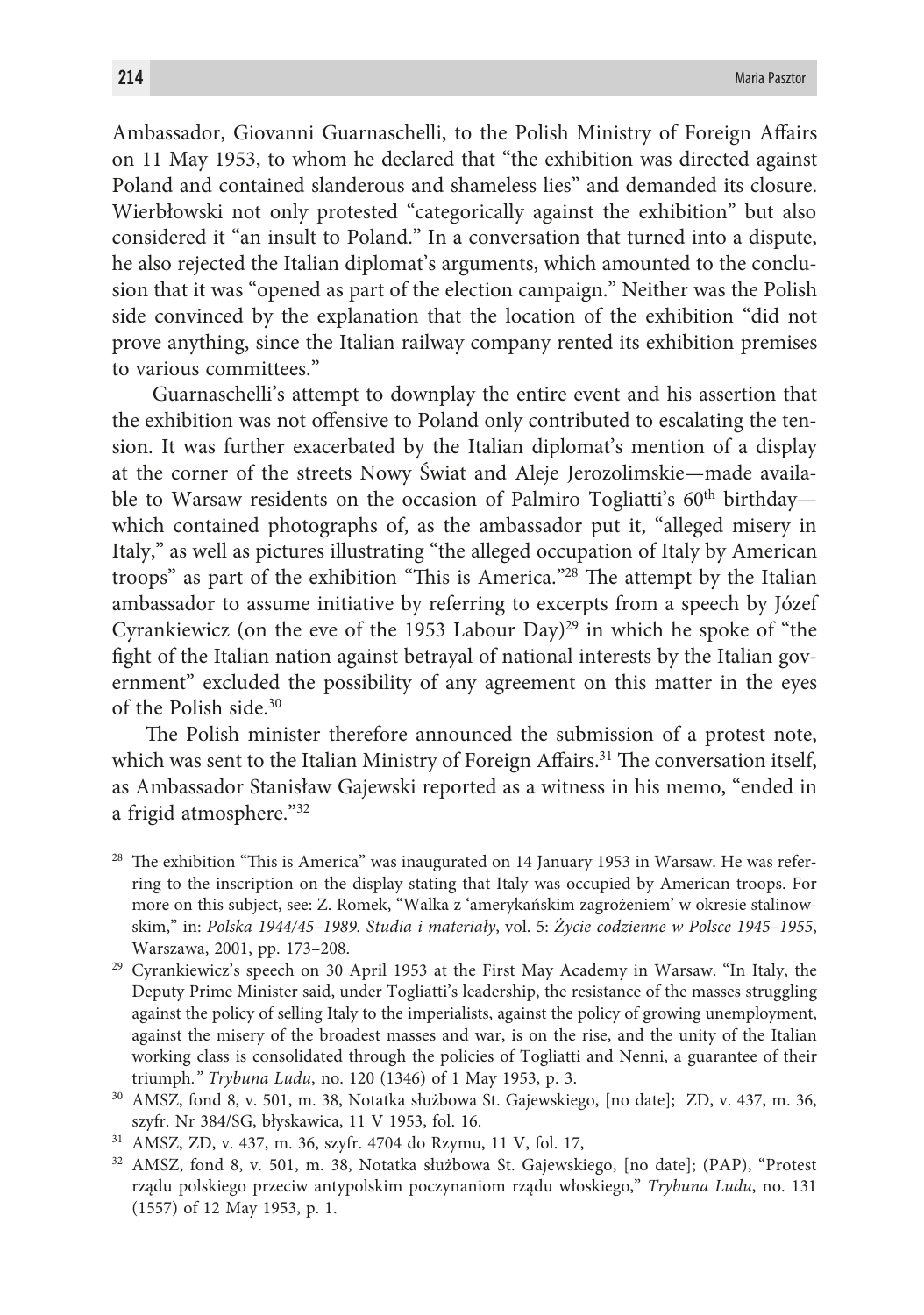Ambassador, Giovanni Guarnaschelli, to the Polish Ministry of Foreign Affairs on 11 May 1953, to whom he declared that "the exhibition was directed against Poland and contained slanderous and shameless lies" and demanded its closure. Wierbłowski not only protested "categorically against the exhibition" but also considered it "an insult to Poland." In a conversation that turned into a dispute, he also rejected the Italian diplomat's arguments, which amounted to the conclusion that it was "opened as part of the election campaign." Neither was the Polish side convinced by the explanation that the location of the exhibition "did not prove anything, since the Italian railway company rented its exhibition premises to various committees."

Guarnaschelli's attempt to downplay the entire event and his assertion that the exhibition was not offensive to Poland only contributed to escalating the tension. It was further exacerbated by the Italian diplomat's mention of a display at the corner of the streets Nowy Świat and Aleje Jerozolimskie—made available to Warsaw residents on the occasion of Palmiro Togliatti's 60th birthday—which contained photographs of, as the ambassador put it, "alleged misery in Italy," as well as pictures illustrating "the alleged occupation of Italy by American troops" as part of the exhibition "This is America."[28] The attempt by the Italian ambassador to assume initiative by referring to excerpts from a speech by Józef Cyrankiewicz (on the eve of the 1953 Labour Day)[29] in which he spoke of "the fight of the Italian nation against betrayal of national interests by the Italian government" excluded the possibility of any agreement on this matter in the eyes of the Polish side.[30]

The Polish minister therefore announced the submission of a protest note, which was sent to the Italian Ministry of Foreign Affairs.[31] The conversation itself, as Ambassador Stanisław Gajewski reported as a witness in his memo, "ended in a frigid atmosphere."[32]

---

[28] The exhibition "This is America" was inaugurated on 14 January 1953 in Warsaw. He was referring to the inscription on the display stating that Italy was occupied by American troops. For more on this subject, see: Z. Romek, "Walka z 'amerykańskim zagrożeniem' w okresie stalinowskim," in: *Polska 1944/45–1989. Studia i materiały*, vol. 5: *Życie codzienne w Polsce 1945–1955*, Warszawa, 2001, pp. 173–208.

[29] Cyrankiewicz's speech on 30 April 1953 at the First May Academy in Warsaw. "In Italy, the Deputy Prime Minister said, under Togliatti's leadership, the resistance of the masses struggling against the policy of selling Italy to the imperialists, against the policy of growing unemployment, against the misery of the broadest masses and war, is on the rise, and the unity of the Italian working class is consolidated through the policies of Togliatti and Nenni, a guarantee of their triumph." *Trybuna Ludu*, no. 120 (1346) of 1 May 1953, p. 3.

[30] AMSZ, fond 8, v. 501, m. 38, Notatka służbowa St. Gajewskiego, [no date]; ZD, v. 437, m. 36, szyfr. Nr 384/SG, błyskawica, 11 V 1953, fol. 16.

[31] AMSZ, ZD, v. 437, m. 36, szyfr. 4704 do Rzymu, 11 V, fol. 17,

[32] AMSZ, fond 8, v. 501, m. 38, Notatka służbowa St. Gajewskiego, [no date]; (PAP), "Protest rządu polskiego przeciw antypolskim poczynaniom rządu włoskiego," *Trybuna Ludu*, no. 131 (1557) of 12 May 1953, p. 1.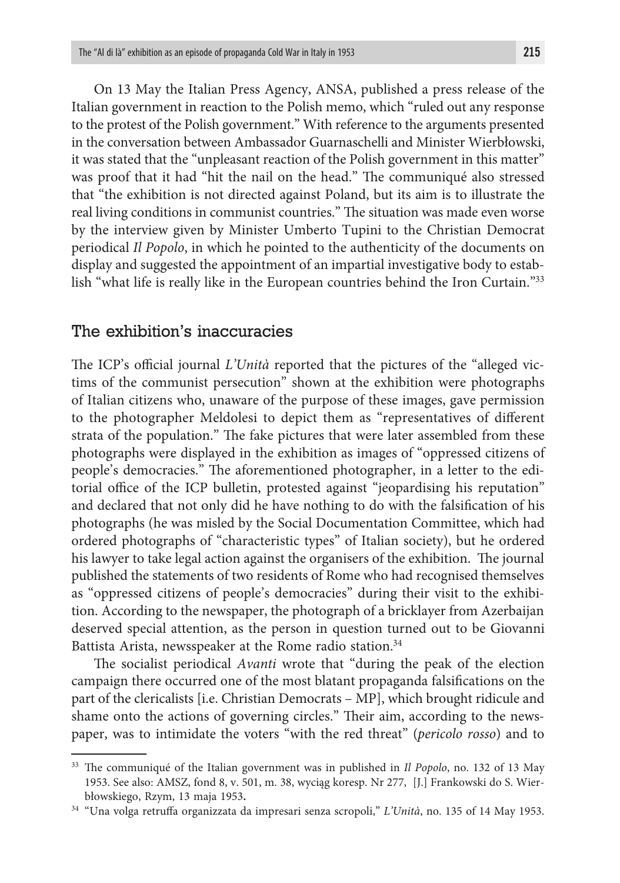On 13 May the Italian Press Agency, ANSA, published a press release of the Italian government in reaction to the Polish memo, which "ruled out any response to the protest of the Polish government." With reference to the arguments presented in the conversation between Ambassador Guarnaschelli and Minister Wierbłowski, it was stated that the "unpleasant reaction of the Polish government in this matter" was proof that it had "hit the nail on the head." The communiqué also stressed that "the exhibition is not directed against Poland, but its aim is to illustrate the real living conditions in communist countries." The situation was made even worse by the interview given by Minister Umberto Tupini to the Christian Democrat periodical *Il Popolo*, in which he pointed to the authenticity of the documents on display and suggested the appointment of an impartial investigative body to establish "what life is really like in the European countries behind the Iron Curtain."[33]

## The exhibition's inaccuracies

The ICP's official journal *L'Unità* reported that the pictures of the "alleged victims of the communist persecution" shown at the exhibition were photographs of Italian citizens who, unaware of the purpose of these images, gave permission to the photographer Meldolesi to depict them as "representatives of different strata of the population." The fake pictures that were later assembled from these photographs were displayed in the exhibition as images of "oppressed citizens of people's democracies." The aforementioned photographer, in a letter to the editorial office of the ICP bulletin, protested against "jeopardising his reputation" and declared that not only did he have nothing to do with the falsification of his photographs (he was misled by the Social Documentation Committee, which had ordered photographs of "characteristic types" of Italian society), but he ordered his lawyer to take legal action against the organisers of the exhibition. The journal published the statements of two residents of Rome who had recognised themselves as "oppressed citizens of people's democracies" during their visit to the exhibition. According to the newspaper, the photograph of a bricklayer from Azerbaijan deserved special attention, as the person in question turned out to be Giovanni Battista Arista, newsspeaker at the Rome radio station.[34]

The socialist periodical *Avanti* wrote that "during the peak of the election campaign there occurred one of the most blatant propaganda falsifications on the part of the clericalists [i.e. Christian Democrats – MP], which brought ridicule and shame onto the actions of governing circles." Their aim, according to the newspaper, was to intimidate the voters "with the red threat" (*pericolo rosso*) and to

---

[33] The communiqué of the Italian government was in published in *Il Popolo*, no. 132 of 13 May 1953. See also: AMSZ, fond 8, v. 501, m. 38, wyciąg koresp. Nr 277, [J.] Frankowski do S. Wierbłowskiego, Rzym, 13 maja 1953**.**

[34] "Una volga retruffa organizzata da impresari senza scropoli," *L'Unità*, no. 135 of 14 May 1953.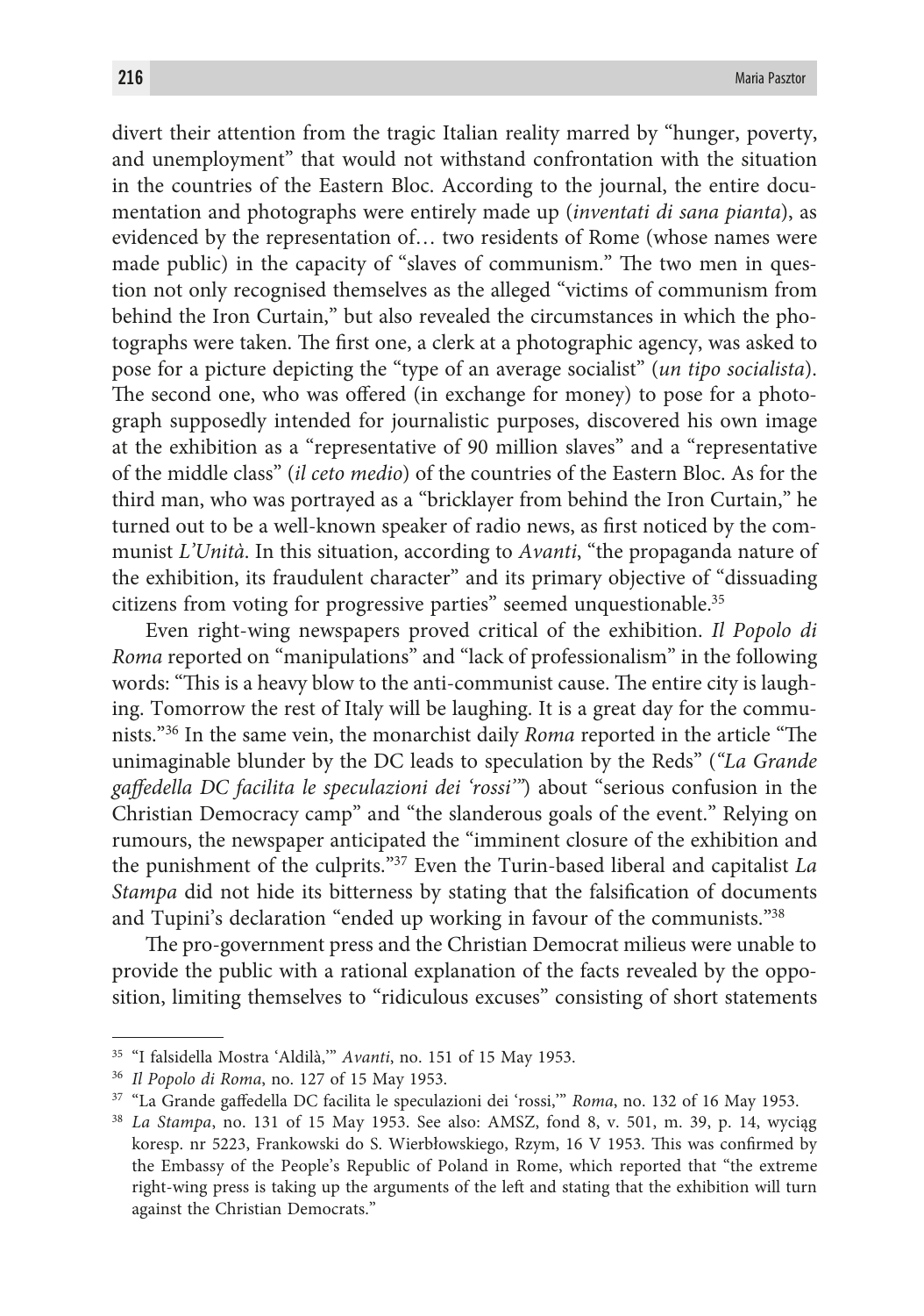divert their attention from the tragic Italian reality marred by "hunger, poverty, and unemployment" that would not withstand confrontation with the situation in the countries of the Eastern Bloc. According to the journal, the entire documentation and photographs were entirely made up (*inventati di sana pianta*), as evidenced by the representation of… two residents of Rome (whose names were made public) in the capacity of "slaves of communism." The two men in question not only recognised themselves as the alleged "victims of communism from behind the Iron Curtain," but also revealed the circumstances in which the photographs were taken. The first one, a clerk at a photographic agency, was asked to pose for a picture depicting the "type of an average socialist" (*un tipo socialista*). The second one, who was offered (in exchange for money) to pose for a photograph supposedly intended for journalistic purposes, discovered his own image at the exhibition as a "representative of 90 million slaves" and a "representative of the middle class" (*il ceto medio*) of the countries of the Eastern Bloc. As for the third man, who was portrayed as a "bricklayer from behind the Iron Curtain," he turned out to be a well-known speaker of radio news, as first noticed by the communist *L'Unità*. In this situation, according to *Avanti*, "the propaganda nature of the exhibition, its fraudulent character" and its primary objective of "dissuading citizens from voting for progressive parties" seemed unquestionable.[35]

Even right-wing newspapers proved critical of the exhibition. *Il Popolo di Roma* reported on "manipulations" and "lack of professionalism" in the following words: "This is a heavy blow to the anti-communist cause. The entire city is laughing. Tomorrow the rest of Italy will be laughing. It is a great day for the communists."[36] In the same vein, the monarchist daily *Roma* reported in the article "The unimaginable blunder by the DC leads to speculation by the Reds" (*"La Grande gaffedella DC facilita le speculazioni dei 'rossi'"*) about "serious confusion in the Christian Democracy camp" and "the slanderous goals of the event." Relying on rumours, the newspaper anticipated the "imminent closure of the exhibition and the punishment of the culprits."[37] Even the Turin-based liberal and capitalist *La Stampa* did not hide its bitterness by stating that the falsification of documents and Tupini's declaration "ended up working in favour of the communists."[38]

The pro-government press and the Christian Democrat milieus were unable to provide the public with a rational explanation of the facts revealed by the opposition, limiting themselves to "ridiculous excuses" consisting of short statements

---

[35] "I falsidella Mostra 'Aldilà,'" *Avanti*, no. 151 of 15 May 1953.

[36] *Il Popolo di Roma*, no. 127 of 15 May 1953.

[37] "La Grande gaffedella DC facilita le speculazioni dei 'rossi,'" *Roma*, no. 132 of 16 May 1953.

[38] *La Stampa*, no. 131 of 15 May 1953. See also: AMSZ, fond 8, v. 501, m. 39, p. 14, wyciąg koresp. nr 5223, Frankowski do S. Wierbłowskiego, Rzym, 16 V 1953. This was confirmed by the Embassy of the People's Republic of Poland in Rome, which reported that "the extreme right-wing press is taking up the arguments of the left and stating that the exhibition will turn against the Christian Democrats."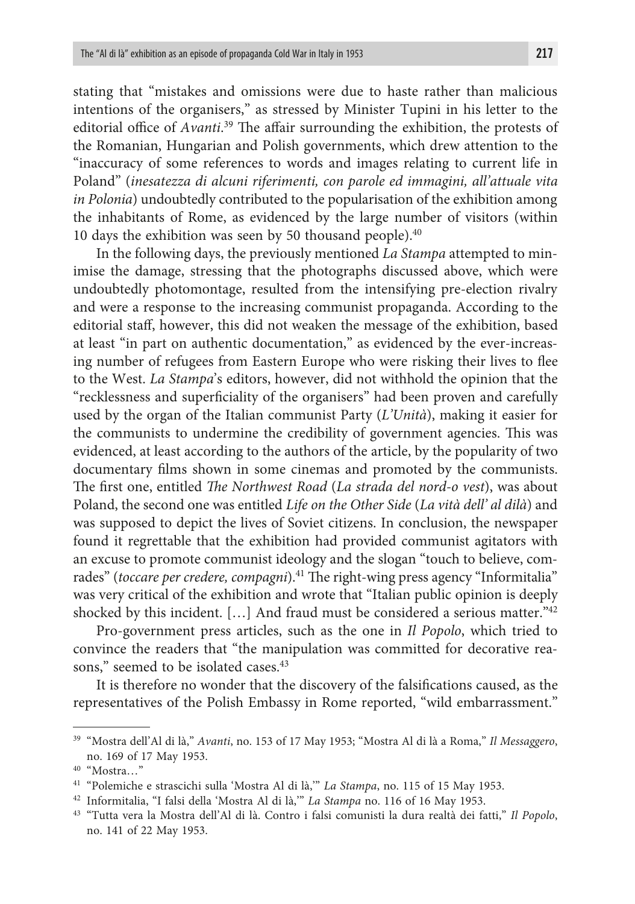stating that "mistakes and omissions were due to haste rather than malicious intentions of the organisers," as stressed by Minister Tupini in his letter to the editorial office of *Avanti*.[39] The affair surrounding the exhibition, the protests of the Romanian, Hungarian and Polish governments, which drew attention to the "inaccuracy of some references to words and images relating to current life in Poland" (*inesatezza di alcuni riferimenti, con parole ed immagini, all'attuale vita in Polonia*) undoubtedly contributed to the popularisation of the exhibition among the inhabitants of Rome, as evidenced by the large number of visitors (within 10 days the exhibition was seen by 50 thousand people).[40]

In the following days, the previously mentioned *La Stampa* attempted to minimise the damage, stressing that the photographs discussed above, which were undoubtedly photomontage, resulted from the intensifying pre-election rivalry and were a response to the increasing communist propaganda. According to the editorial staff, however, this did not weaken the message of the exhibition, based at least "in part on authentic documentation," as evidenced by the ever-increasing number of refugees from Eastern Europe who were risking their lives to flee to the West. *La Stampa*'s editors, however, did not withhold the opinion that the "recklessness and superficiality of the organisers" had been proven and carefully used by the organ of the Italian communist Party (*L'Unità*), making it easier for the communists to undermine the credibility of government agencies. This was evidenced, at least according to the authors of the article, by the popularity of two documentary films shown in some cinemas and promoted by the communists. The first one, entitled *The Northwest Road* (*La strada del nord-o vest*), was about Poland, the second one was entitled *Life on the Other Side* (*La vità dell' al dilà*) and was supposed to depict the lives of Soviet citizens. In conclusion, the newspaper found it regrettable that the exhibition had provided communist agitators with an excuse to promote communist ideology and the slogan "touch to believe, comrades" (*toccare per credere, compagni*).[41] The right-wing press agency "Informitalia" was very critical of the exhibition and wrote that "Italian public opinion is deeply shocked by this incident. […] And fraud must be considered a serious matter."[42]

Pro-government press articles, such as the one in *Il Popolo*, which tried to convince the readers that "the manipulation was committed for decorative reasons," seemed to be isolated cases.[43]

It is therefore no wonder that the discovery of the falsifications caused, as the representatives of the Polish Embassy in Rome reported, "wild embarrassment."

---

[39] "Mostra dell'Al di là," *Avanti*, no. 153 of 17 May 1953; "Mostra Al di là a Roma," *Il Messaggero*, no. 169 of 17 May 1953.

[40] "Mostra…"

[41] "Polemiche e strascichi sulla 'Mostra Al di là,'" *La Stampa*, no. 115 of 15 May 1953.

[42] Informitalia, "I falsi della 'Mostra Al di là,'" *La Stampa* no. 116 of 16 May 1953.

[43] "Tutta vera la Mostra dell'Al di là. Contro i falsi comunisti la dura realtà dei fatti," *Il Popolo*, no. 141 of 22 May 1953.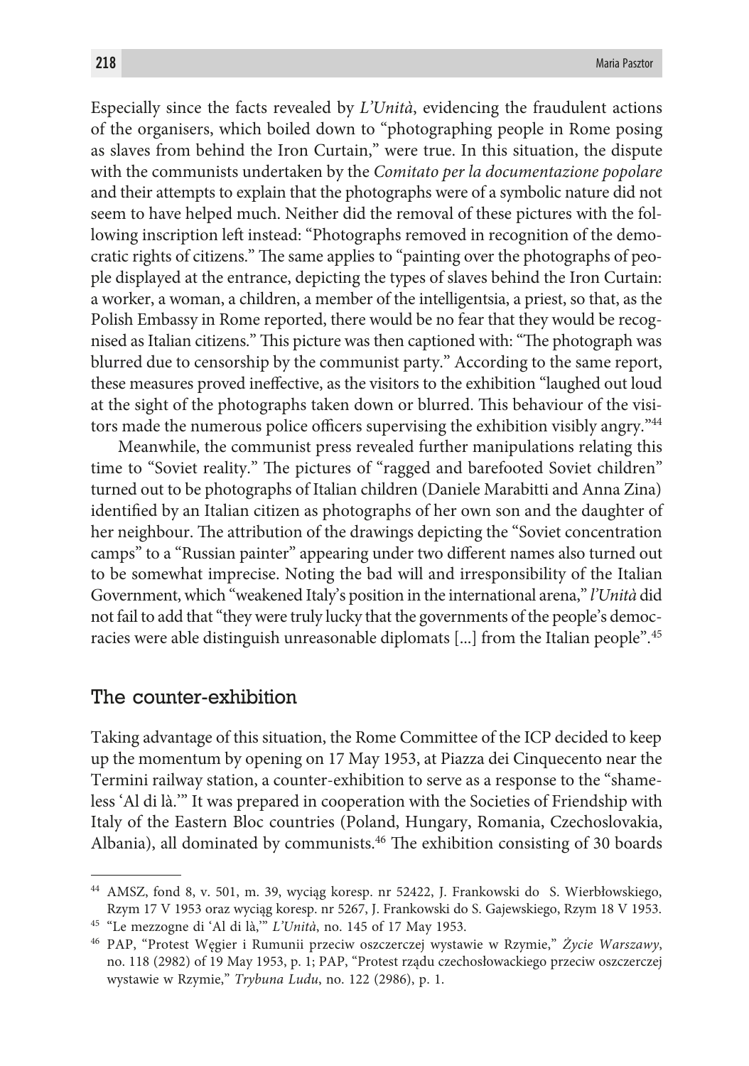Especially since the facts revealed by *L'Unità*, evidencing the fraudulent actions of the organisers, which boiled down to "photographing people in Rome posing as slaves from behind the Iron Curtain," were true. In this situation, the dispute with the communists undertaken by the *Comitato per la documentazione popolare* and their attempts to explain that the photographs were of a symbolic nature did not seem to have helped much. Neither did the removal of these pictures with the following inscription left instead: "Photographs removed in recognition of the democratic rights of citizens." The same applies to "painting over the photographs of people displayed at the entrance, depicting the types of slaves behind the Iron Curtain: a worker, a woman, a children, a member of the intelligentsia, a priest, so that, as the Polish Embassy in Rome reported, there would be no fear that they would be recognised as Italian citizens." This picture was then captioned with: "The photograph was blurred due to censorship by the communist party." According to the same report, these measures proved ineffective, as the visitors to the exhibition "laughed out loud at the sight of the photographs taken down or blurred. This behaviour of the visitors made the numerous police officers supervising the exhibition visibly angry."[44]

Meanwhile, the communist press revealed further manipulations relating this time to "Soviet reality." The pictures of "ragged and barefooted Soviet children" turned out to be photographs of Italian children (Daniele Marabitti and Anna Zina) identified by an Italian citizen as photographs of her own son and the daughter of her neighbour. The attribution of the drawings depicting the "Soviet concentration camps" to a "Russian painter" appearing under two different names also turned out to be somewhat imprecise. Noting the bad will and irresponsibility of the Italian Government, which "weakened Italy's position in the international arena," *l'Unità* did not fail to add that "they were truly lucky that the governments of the people's democracies were able distinguish unreasonable diplomats [...] from the Italian people".[45]

## The counter-exhibition

Taking advantage of this situation, the Rome Committee of the ICP decided to keep up the momentum by opening on 17 May 1953, at Piazza dei Cinquecento near the Termini railway station, a counter-exhibition to serve as a response to the "shameless 'Al di là.'" It was prepared in cooperation with the Societies of Friendship with Italy of the Eastern Bloc countries (Poland, Hungary, Romania, Czechoslovakia, Albania), all dominated by communists.[46] The exhibition consisting of 30 boards

---

[44] AMSZ, fond 8, v. 501, m. 39, wyciąg koresp. nr 52422, J. Frankowski do S. Wierbłowskiego, Rzym 17 V 1953 oraz wyciąg koresp. nr 5267, J. Frankowski do S. Gajewskiego, Rzym 18 V 1953.

[45] "Le mezzogne di 'Al di là,'" *L'Unità*, no. 145 of 17 May 1953.

[46] PAP, "Protest Węgier i Rumunii przeciw oszczerczej wystawie w Rzymie," *Życie Warszawy*, no. 118 (2982) of 19 May 1953, p. 1; PAP, "Protest rządu czechosłowackiego przeciw oszczerczej wystawie w Rzymie," *Trybuna Ludu*, no. 122 (2986), p. 1.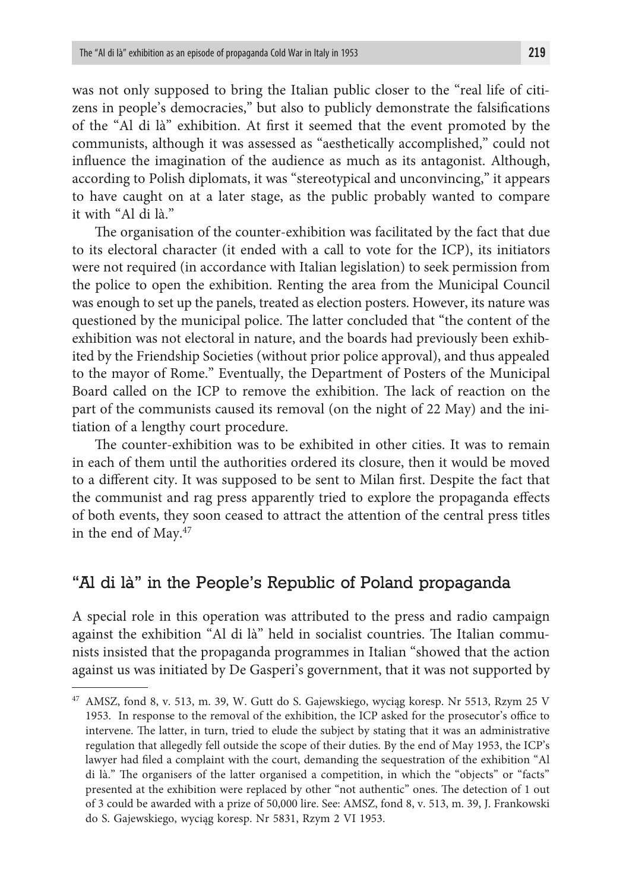was not only supposed to bring the Italian public closer to the "real life of citizens in people's democracies," but also to publicly demonstrate the falsifications of the "Al di là" exhibition. At first it seemed that the event promoted by the communists, although it was assessed as "aesthetically accomplished," could not influence the imagination of the audience as much as its antagonist. Although, according to Polish diplomats, it was "stereotypical and unconvincing," it appears to have caught on at a later stage, as the public probably wanted to compare it with "Al di là."

The organisation of the counter-exhibition was facilitated by the fact that due to its electoral character (it ended with a call to vote for the ICP), its initiators were not required (in accordance with Italian legislation) to seek permission from the police to open the exhibition. Renting the area from the Municipal Council was enough to set up the panels, treated as election posters. However, its nature was questioned by the municipal police. The latter concluded that "the content of the exhibition was not electoral in nature, and the boards had previously been exhibited by the Friendship Societies (without prior police approval), and thus appealed to the mayor of Rome." Eventually, the Department of Posters of the Municipal Board called on the ICP to remove the exhibition. The lack of reaction on the part of the communists caused its removal (on the night of 22 May) and the initiation of a lengthy court procedure.

The counter-exhibition was to be exhibited in other cities. It was to remain in each of them until the authorities ordered its closure, then it would be moved to a different city. It was supposed to be sent to Milan first. Despite the fact that the communist and rag press apparently tried to explore the propaganda effects of both events, they soon ceased to attract the attention of the central press titles in the end of May.[47]

## "Al di là" in the People's Republic of Poland propaganda

A special role in this operation was attributed to the press and radio campaign against the exhibition "Al di là" held in socialist countries. The Italian communists insisted that the propaganda programmes in Italian "showed that the action against us was initiated by De Gasperi's government, that it was not supported by

---

[47] AMSZ, fond 8, v. 513, m. 39, W. Gutt do S. Gajewskiego, wyciąg koresp. Nr 5513, Rzym 25 V 1953. In response to the removal of the exhibition, the ICP asked for the prosecutor's office to intervene. The latter, in turn, tried to elude the subject by stating that it was an administrative regulation that allegedly fell outside the scope of their duties. By the end of May 1953, the ICP's lawyer had filed a complaint with the court, demanding the sequestration of the exhibition "Al di là." The organisers of the latter organised a competition, in which the "objects" or "facts" presented at the exhibition were replaced by other "not authentic" ones. The detection of 1 out of 3 could be awarded with a prize of 50,000 lire. See: AMSZ, fond 8, v. 513, m. 39, J. Frankowski do S. Gajewskiego, wyciąg koresp. Nr 5831, Rzym 2 VI 1953.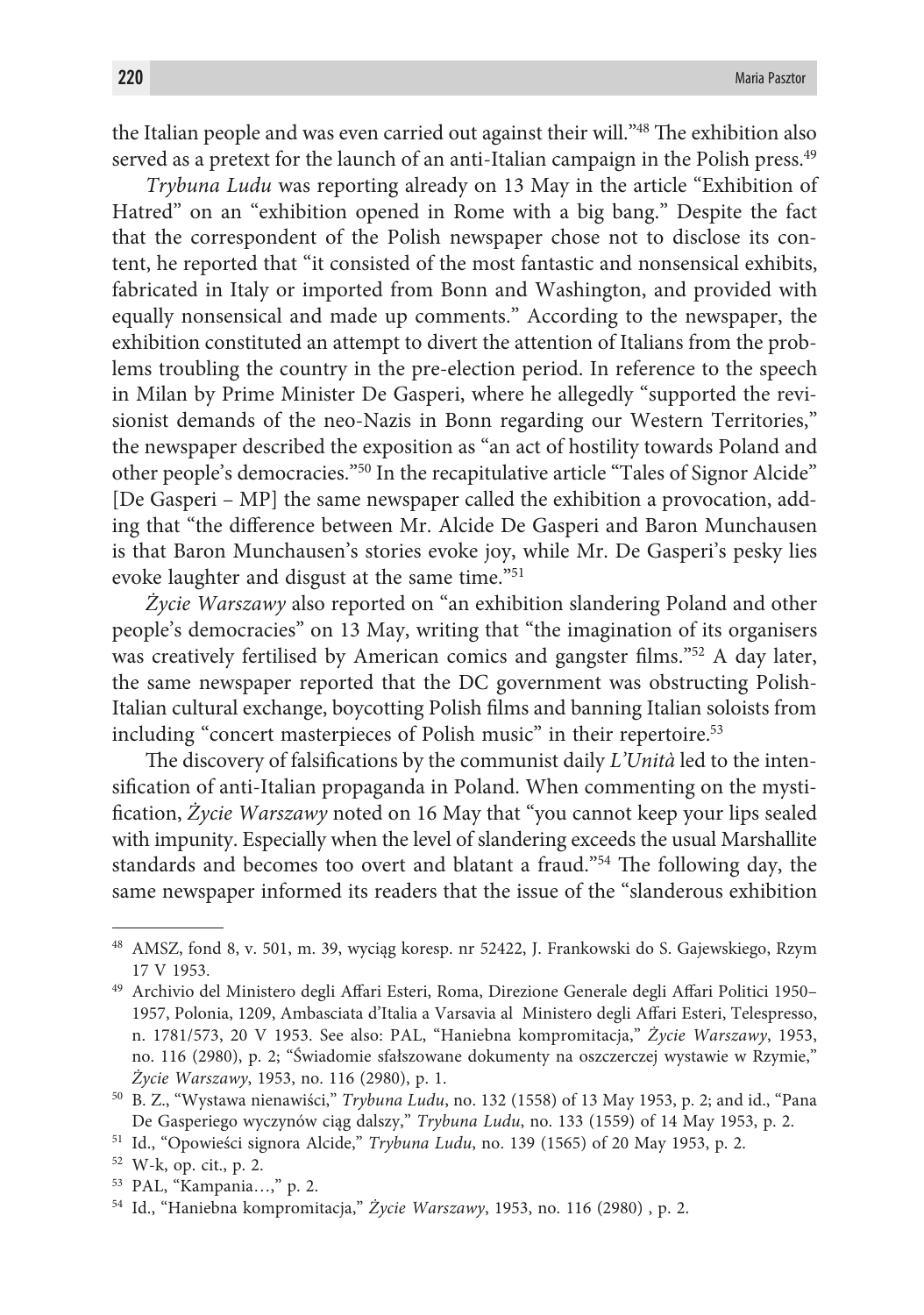the Italian people and was even carried out against their will."[48] The exhibition also served as a pretext for the launch of an anti-Italian campaign in the Polish press.[49]

*Trybuna Ludu* was reporting already on 13 May in the article "Exhibition of Hatred" on an "exhibition opened in Rome with a big bang." Despite the fact that the correspondent of the Polish newspaper chose not to disclose its content, he reported that "it consisted of the most fantastic and nonsensical exhibits, fabricated in Italy or imported from Bonn and Washington, and provided with equally nonsensical and made up comments." According to the newspaper, the exhibition constituted an attempt to divert the attention of Italians from the problems troubling the country in the pre-election period. In reference to the speech in Milan by Prime Minister De Gasperi, where he allegedly "supported the revisionist demands of the neo-Nazis in Bonn regarding our Western Territories," the newspaper described the exposition as "an act of hostility towards Poland and other people's democracies."[50] In the recapitulative article "Tales of Signor Alcide" [De Gasperi – MP] the same newspaper called the exhibition a provocation, adding that "the difference between Mr. Alcide De Gasperi and Baron Munchausen is that Baron Munchausen's stories evoke joy, while Mr. De Gasperi's pesky lies evoke laughter and disgust at the same time."[51]

*Życie Warszawy* also reported on "an exhibition slandering Poland and other people's democracies" on 13 May, writing that "the imagination of its organisers was creatively fertilised by American comics and gangster films."[52] A day later, the same newspaper reported that the DC government was obstructing Polish-Italian cultural exchange, boycotting Polish films and banning Italian soloists from including "concert masterpieces of Polish music" in their repertoire.[53]

The discovery of falsifications by the communist daily *L'Unità* led to the intensification of anti-Italian propaganda in Poland. When commenting on the mystification, *Życie Warszawy* noted on 16 May that "you cannot keep your lips sealed with impunity. Especially when the level of slandering exceeds the usual Marshallite standards and becomes too overt and blatant a fraud."[54] The following day, the same newspaper informed its readers that the issue of the "slanderous exhibition

---

[48] AMSZ, fond 8, v. 501, m. 39, wyciąg koresp. nr 52422, J. Frankowski do S. Gajewskiego, Rzym 17 V 1953.

[49] Archivio del Ministero degli Affari Esteri, Roma, Direzione Generale degli Affari Politici 1950–1957, Polonia, 1209, Ambasciata d'Italia a Varsavia al Ministero degli Affari Esteri, Telespresso, n. 1781/573, 20 V 1953. See also: PAL, "Haniebna kompromitacja," *Życie Warszawy*, 1953, no. 116 (2980), p. 2; "Świadomie sfałszowane dokumenty na oszczerczej wystawie w Rzymie," *Życie Warszawy*, 1953, no. 116 (2980), p. 1.

[50] B. Z., "Wystawa nienawiści," *Trybuna Ludu*, no. 132 (1558) of 13 May 1953, p. 2; and id., "Pana De Gasperiego wyczynów ciąg dalszy," *Trybuna Ludu*, no. 133 (1559) of 14 May 1953, p. 2.

[51] Id., "Opowieści signora Alcide," *Trybuna Ludu*, no. 139 (1565) of 20 May 1953, p. 2.

[52] W-k, op. cit., p. 2.

[53] PAL, "Kampania…," p. 2.

[54] Id., "Haniebna kompromitacja," *Życie Warszawy*, 1953, no. 116 (2980) , p. 2.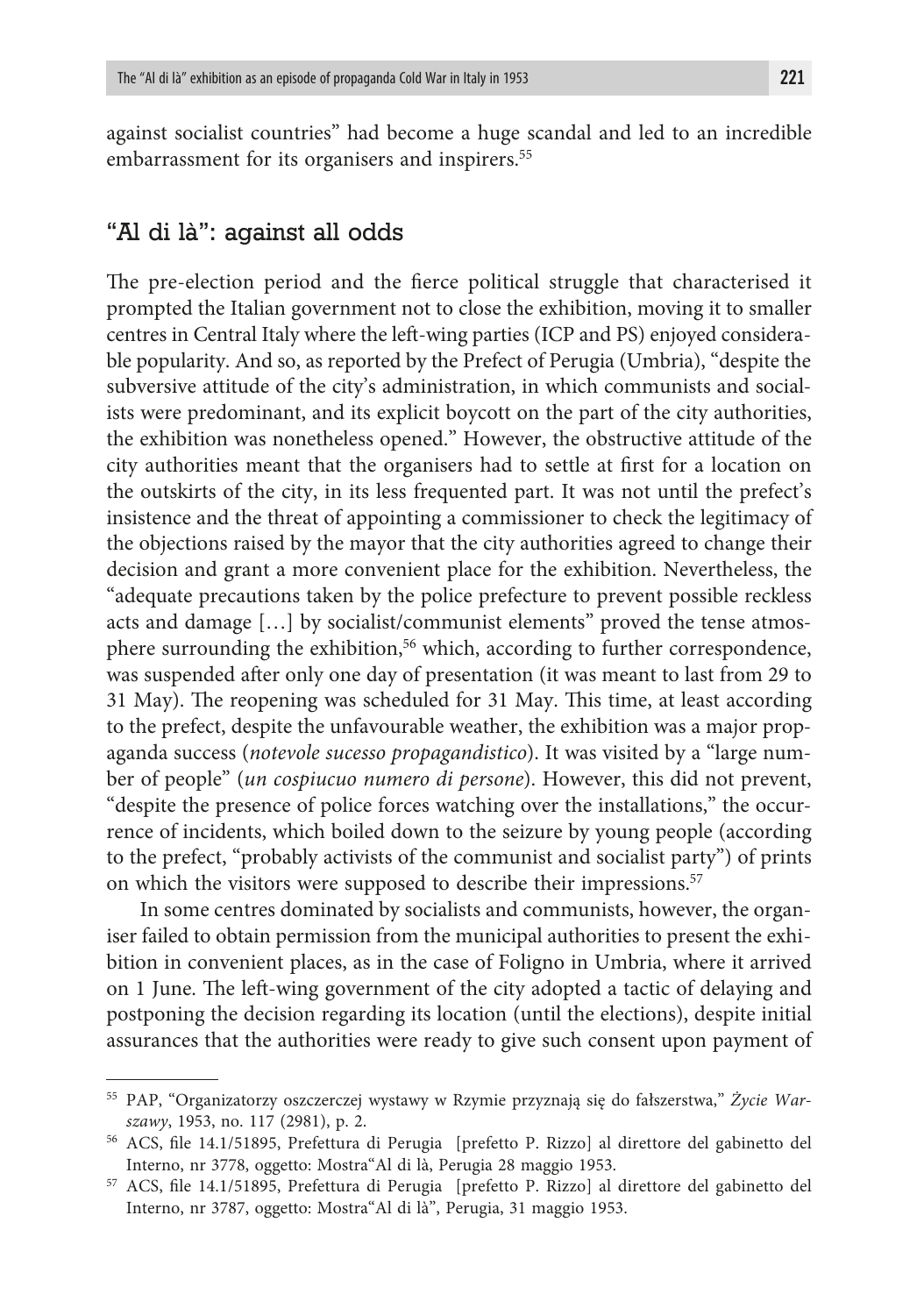against socialist countries" had become a huge scandal and led to an incredible embarrassment for its organisers and inspirers.[55]

## "Al di là": against all odds

The pre-election period and the fierce political struggle that characterised it prompted the Italian government not to close the exhibition, moving it to smaller centres in Central Italy where the left-wing parties (ICP and PS) enjoyed considerable popularity. And so, as reported by the Prefect of Perugia (Umbria), "despite the subversive attitude of the city's administration, in which communists and socialists were predominant, and its explicit boycott on the part of the city authorities, the exhibition was nonetheless opened." However, the obstructive attitude of the city authorities meant that the organisers had to settle at first for a location on the outskirts of the city, in its less frequented part. It was not until the prefect's insistence and the threat of appointing a commissioner to check the legitimacy of the objections raised by the mayor that the city authorities agreed to change their decision and grant a more convenient place for the exhibition. Nevertheless, the "adequate precautions taken by the police prefecture to prevent possible reckless acts and damage […] by socialist/communist elements" proved the tense atmosphere surrounding the exhibition,[56] which, according to further correspondence, was suspended after only one day of presentation (it was meant to last from 29 to 31 May). The reopening was scheduled for 31 May. This time, at least according to the prefect, despite the unfavourable weather, the exhibition was a major propaganda success (*notevole sucesso propagandistico*). It was visited by a "large number of people" (*un cospiucuo numero di persone*). However, this did not prevent, "despite the presence of police forces watching over the installations," the occurrence of incidents, which boiled down to the seizure by young people (according to the prefect, "probably activists of the communist and socialist party") of prints on which the visitors were supposed to describe their impressions.[57]

In some centres dominated by socialists and communists, however, the organiser failed to obtain permission from the municipal authorities to present the exhibition in convenient places, as in the case of Foligno in Umbria, where it arrived on 1 June. The left-wing government of the city adopted a tactic of delaying and postponing the decision regarding its location (until the elections), despite initial assurances that the authorities were ready to give such consent upon payment of

---

[55] PAP, "Organizatorzy oszczerczej wystawy w Rzymie przyznają się do fałszerstwa," *Życie Warszawy*, 1953, no. 117 (2981), p. 2.

[56] ACS, file 14.1/51895, Prefettura di Perugia [prefetto P. Rizzo] al direttore del gabinetto del Interno, nr 3778, oggetto: Mostra"Al di là, Perugia 28 maggio 1953.

[57] ACS, file 14.1/51895, Prefettura di Perugia [prefetto P. Rizzo] al direttore del gabinetto del Interno, nr 3787, oggetto: Mostra"Al di là", Perugia, 31 maggio 1953.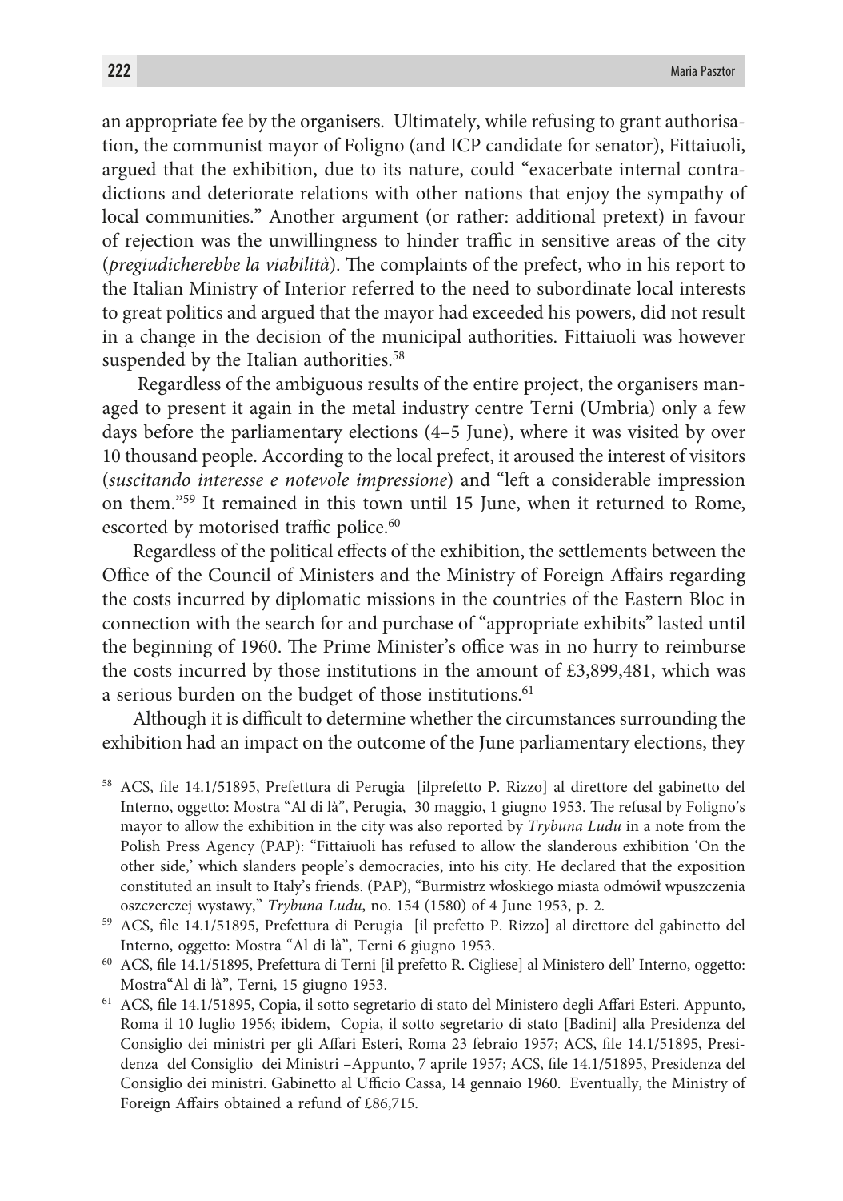an appropriate fee by the organisers. Ultimately, while refusing to grant authorisation, the communist mayor of Foligno (and ICP candidate for senator), Fittaiuoli, argued that the exhibition, due to its nature, could "exacerbate internal contradictions and deteriorate relations with other nations that enjoy the sympathy of local communities." Another argument (or rather: additional pretext) in favour of rejection was the unwillingness to hinder traffic in sensitive areas of the city (*pregiudicherebbe la viabilità*). The complaints of the prefect, who in his report to the Italian Ministry of Interior referred to the need to subordinate local interests to great politics and argued that the mayor had exceeded his powers, did not result in a change in the decision of the municipal authorities. Fittaiuoli was however suspended by the Italian authorities.[58]

Regardless of the ambiguous results of the entire project, the organisers managed to present it again in the metal industry centre Terni (Umbria) only a few days before the parliamentary elections (4–5 June), where it was visited by over 10 thousand people. According to the local prefect, it aroused the interest of visitors (*suscitando interesse e notevole impressione*) and "left a considerable impression on them."[59] It remained in this town until 15 June, when it returned to Rome, escorted by motorised traffic police.[60]

Regardless of the political effects of the exhibition, the settlements between the Office of the Council of Ministers and the Ministry of Foreign Affairs regarding the costs incurred by diplomatic missions in the countries of the Eastern Bloc in connection with the search for and purchase of "appropriate exhibits" lasted until the beginning of 1960. The Prime Minister's office was in no hurry to reimburse the costs incurred by those institutions in the amount of £3,899,481, which was a serious burden on the budget of those institutions.[61]

Although it is difficult to determine whether the circumstances surrounding the exhibition had an impact on the outcome of the June parliamentary elections, they

---

[58] ACS, file 14.1/51895, Prefettura di Perugia [ilprefetto P. Rizzo] al direttore del gabinetto del Interno, oggetto: Mostra "Al di là", Perugia, 30 maggio, 1 giugno 1953. The refusal by Foligno's mayor to allow the exhibition in the city was also reported by *Trybuna Ludu* in a note from the Polish Press Agency (PAP): "Fittaiuoli has refused to allow the slanderous exhibition 'On the other side,' which slanders people's democracies, into his city. He declared that the exposition constituted an insult to Italy's friends. (PAP), "Burmistrz włoskiego miasta odmówił wpuszczenia oszczerczej wystawy," *Trybuna Ludu*, no. 154 (1580) of 4 June 1953, p. 2.

[59] ACS, file 14.1/51895, Prefettura di Perugia [il prefetto P. Rizzo] al direttore del gabinetto del Interno, oggetto: Mostra "Al di là", Terni 6 giugno 1953.

[60] ACS, file 14.1/51895, Prefettura di Terni [il prefetto R. Cigliese] al Ministero dell' Interno, oggetto: Mostra"Al di là", Terni, 15 giugno 1953.

[61] ACS, file 14.1/51895, Copia, il sotto segretario di stato del Ministero degli Affari Esteri. Appunto, Roma il 10 luglio 1956; ibidem, Copia, il sotto segretario di stato [Badini] alla Presidenza del Consiglio dei ministri per gli Affari Esteri, Roma 23 febraio 1957; ACS, file 14.1/51895, Presidenza del Consiglio dei Ministri –Appunto, 7 aprile 1957; ACS, file 14.1/51895, Presidenza del Consiglio dei ministri. Gabinetto al Ufficio Cassa, 14 gennaio 1960. Eventually, the Ministry of Foreign Affairs obtained a refund of £86,715.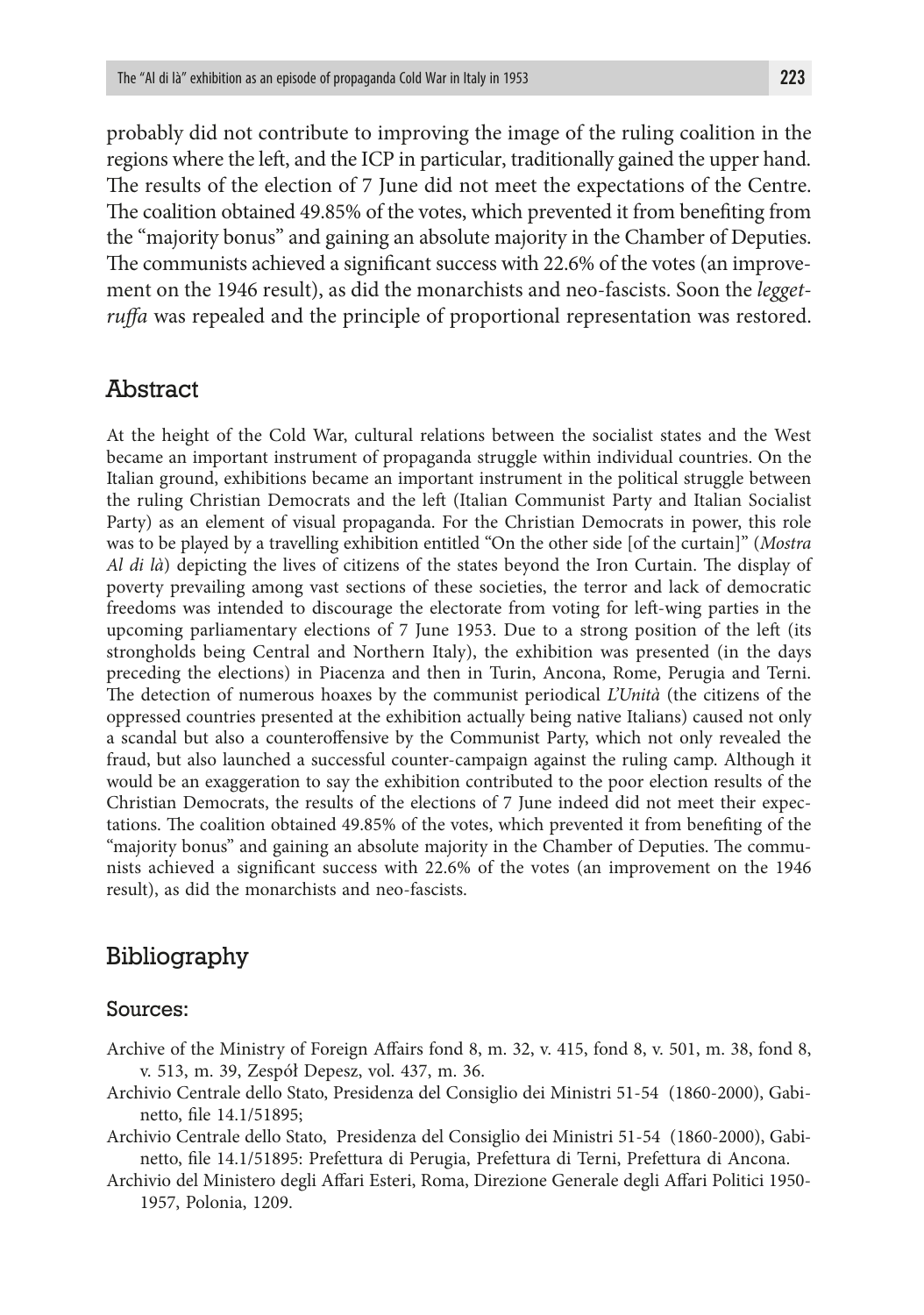probably did not contribute to improving the image of the ruling coalition in the regions where the left, and the ICP in particular, traditionally gained the upper hand. The results of the election of 7 June did not meet the expectations of the Centre. The coalition obtained 49.85% of the votes, which prevented it from benefiting from the "majority bonus" and gaining an absolute majority in the Chamber of Deputies. The communists achieved a significant success with 22.6% of the votes (an improvement on the 1946 result), as did the monarchists and neo-fascists. Soon the *legge-truffa* was repealed and the principle of proportional representation was restored.

## Abstract

At the height of the Cold War, cultural relations between the socialist states and the West became an important instrument of propaganda struggle within individual countries. On the Italian ground, exhibitions became an important instrument in the political struggle between the ruling Christian Democrats and the left (Italian Communist Party and Italian Socialist Party) as an element of visual propaganda. For the Christian Democrats in power, this role was to be played by a travelling exhibition entitled "On the other side [of the curtain]" (*Mostra Al di là*) depicting the lives of citizens of the states beyond the Iron Curtain. The display of poverty prevailing among vast sections of these societies, the terror and lack of democratic freedoms was intended to discourage the electorate from voting for left-wing parties in the upcoming parliamentary elections of 7 June 1953. Due to a strong position of the left (its strongholds being Central and Northern Italy), the exhibition was presented (in the days preceding the elections) in Piacenza and then in Turin, Ancona, Rome, Perugia and Terni. The detection of numerous hoaxes by the communist periodical *L'Unità* (the citizens of the oppressed countries presented at the exhibition actually being native Italians) caused not only a scandal but also a counteroffensive by the Communist Party, which not only revealed the fraud, but also launched a successful counter-campaign against the ruling camp. Although it would be an exaggeration to say the exhibition contributed to the poor election results of the Christian Democrats, the results of the elections of 7 June indeed did not meet their expectations. The coalition obtained 49.85% of the votes, which prevented it from benefiting of the "majority bonus" and gaining an absolute majority in the Chamber of Deputies. The communists achieved a significant success with 22.6% of the votes (an improvement on the 1946 result), as did the monarchists and neo-fascists.

## Bibliography

### Sources:

Archive of the Ministry of Foreign Affairs fond 8, m. 32, v. 415, fond 8, v. 501, m. 38, fond 8, v. 513, m. 39, Zespół Depesz, vol. 437, m. 36.

Archivio Centrale dello Stato, Presidenza del Consiglio dei Ministri 51-54 (1860-2000), Gabinetto, file 14.1/51895;

Archivio Centrale dello Stato, Presidenza del Consiglio dei Ministri 51-54 (1860-2000), Gabinetto, file 14.1/51895: Prefettura di Perugia, Prefettura di Terni, Prefettura di Ancona.

Archivio del Ministero degli Affari Esteri, Roma, Direzione Generale degli Affari Politici 1950-1957, Polonia, 1209.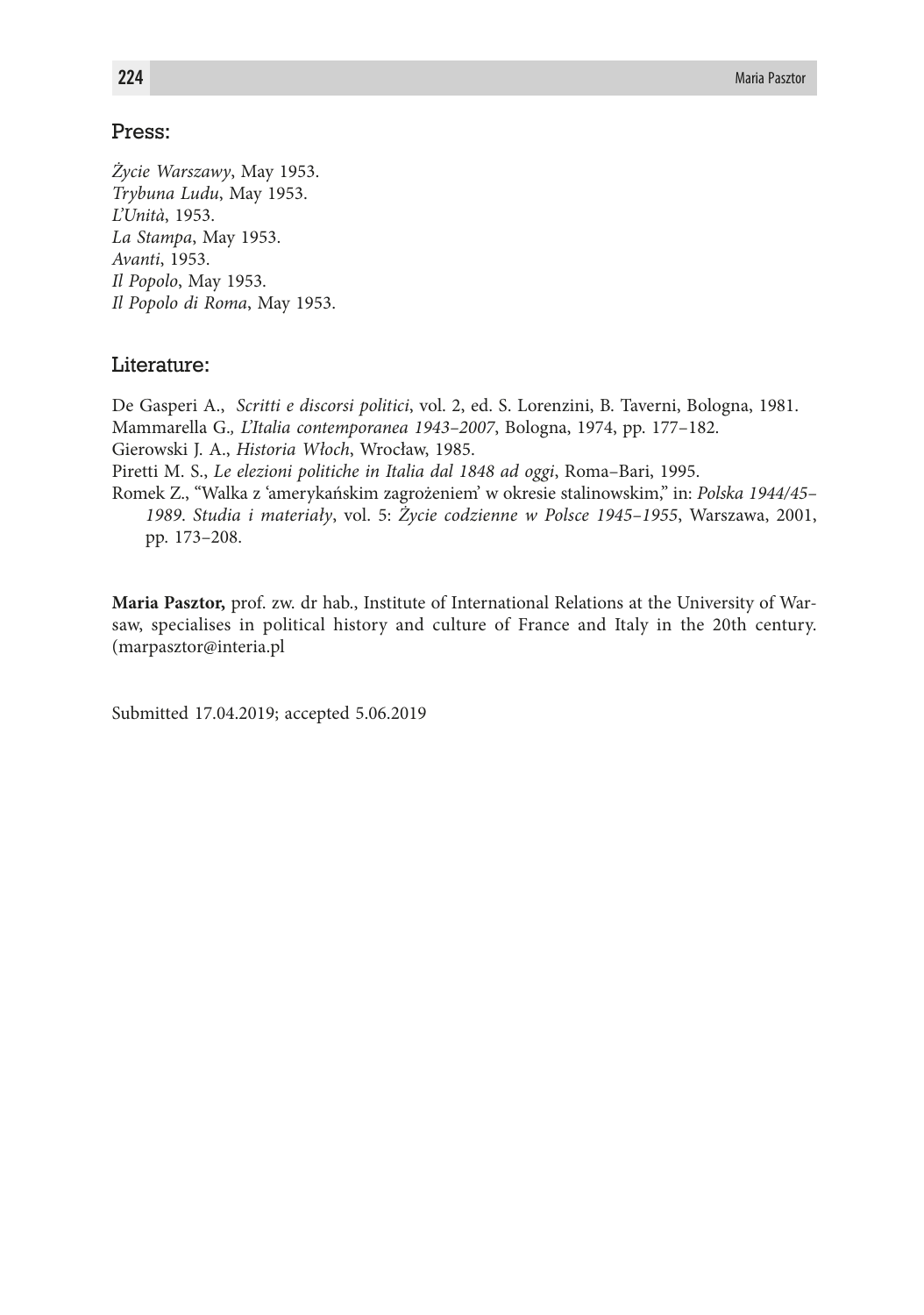## Press:

*Życie Warszawy*, May 1953.
*Trybuna Ludu*, May 1953.
*L'Unità*, 1953.
*La Stampa*, May 1953.
*Avanti*, 1953.
*Il Popolo*, May 1953.
*Il Popolo di Roma*, May 1953.

## Literature:

De Gasperi A., *Scritti e discorsi politici*, vol. 2, ed. S. Lorenzini, B. Taverni, Bologna, 1981.
Mammarella G., *L'Italia contemporanea 1943–2007*, Bologna, 1974, pp. 177–182.
Gierowski J. A., *Historia Włoch*, Wrocław, 1985.
Piretti M. S., *Le elezioni politiche in Italia dal 1848 ad oggi*, Roma–Bari, 1995.
Romek Z., "Walka z 'amerykańskim zagrożeniem' w okresie stalinowskim," in: *Polska 1944/45–1989. Studia i materiały*, vol. 5: *Życie codzienne w Polsce 1945–1955*, Warszawa, 2001, pp. 173–208.

**Maria Pasztor,** prof. zw. dr hab., Institute of International Relations at the University of Warsaw, specialises in political history and culture of France and Italy in the 20th century. (marpasztor@interia.pl

Submitted 17.04.2019; accepted 5.06.2019